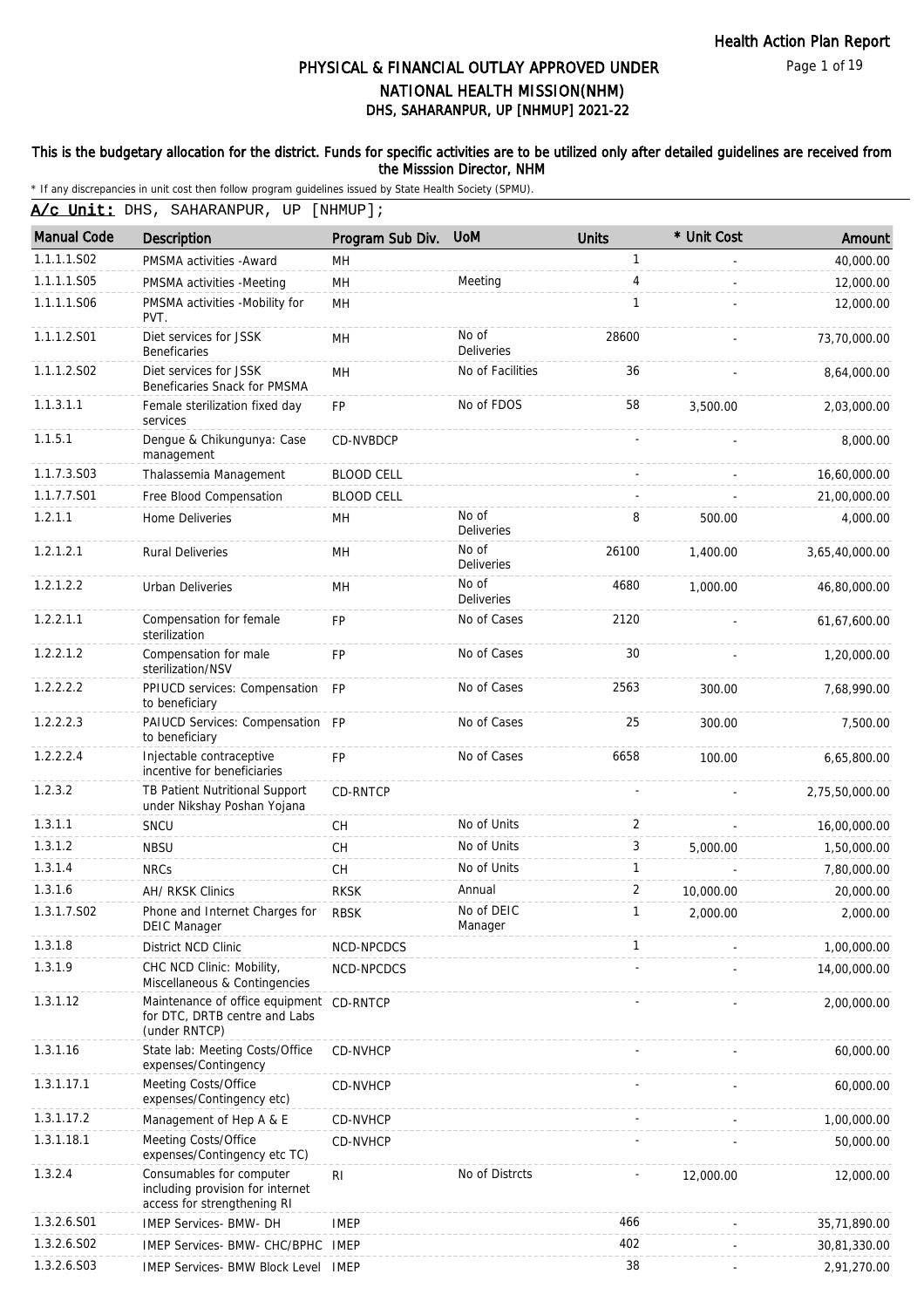# PHYSICAL & FINANCIAL OUTLAY APPROVED UNDER NATIONAL HEALTH MISSION(NHM)

## DHS, SAHARANPUR, UP [NHMUP] 2021-22

**This is the budgetary allocation for the district. Funds for specific activities are to be utilized only after detailed guidelines are received from the Misssion Director, NHM**

\* If any discrepancies in unit cost then follow program guidelines issued by State Health Society (SPMU).

**A/c Unit:** DHS, SAHARANPUR, UP [NHMUP];

| Manual Code | Description | Program Sub Div. | UoM | Units | * Unit Cost | Amount |
|---|---|---|---|---|---|---|
| 1.1.1.1.S02 | PMSMA activities -Award | MH | | 1 | - | 40,000.00 |
| 1.1.1.1.S05 | PMSMA activities -Meeting | MH | Meeting | 4 | - | 12,000.00 |
| 1.1.1.1.S06 | PMSMA activities -Mobility for PVT. | MH | | 1 | - | 12,000.00 |
| 1.1.1.2.S01 | Diet services for JSSK Beneficaries | MH | No of Deliveries | 28600 | - | 73,70,000.00 |
| 1.1.1.2.S02 | Diet services for JSSK Beneficaries Snack for PMSMA | MH | No of Facilities | 36 | - | 8,64,000.00 |
| 1.1.3.1.1 | Female sterilization fixed day services | FP | No of FDOS | 58 | 3,500.00 | 2,03,000.00 |
| 1.1.5.1 | Dengue & Chikungunya: Case management | CD-NVBDCP | | - | - | 8,000.00 |
| 1.1.7.3.S03 | Thalassemia Management | BLOOD CELL | | - | - | 16,60,000.00 |
| 1.1.7.7.S01 | Free Blood Compensation | BLOOD CELL | | - | - | 21,00,000.00 |
| 1.2.1.1 | Home Deliveries | MH | No of Deliveries | 8 | 500.00 | 4,000.00 |
| 1.2.1.2.1 | Rural Deliveries | MH | No of Deliveries | 26100 | 1,400.00 | 3,65,40,000.00 |
| 1.2.1.2.2 | Urban Deliveries | MH | No of Deliveries | 4680 | 1,000.00 | 46,80,000.00 |
| 1.2.2.1.1 | Compensation for female sterilization | FP | No of Cases | 2120 | - | 61,67,600.00 |
| 1.2.2.1.2 | Compensation for male sterilization/NSV | FP | No of Cases | 30 | - | 1,20,000.00 |
| 1.2.2.2.2 | PPIUCD services: Compensation to beneficiary | FP | No of Cases | 2563 | 300.00 | 7,68,990.00 |
| 1.2.2.2.3 | PAIUCD Services: Compensation to beneficiary | FP | No of Cases | 25 | 300.00 | 7,500.00 |
| 1.2.2.2.4 | Injectable contraceptive incentive for beneficiaries | FP | No of Cases | 6658 | 100.00 | 6,65,800.00 |
| 1.2.3.2 | TB Patient Nutritional Support under Nikshay Poshan Yojana | CD-RNTCP | | - | - | 2,75,50,000.00 |
| 1.3.1.1 | SNCU | CH | No of Units | 2 | - | 16,00,000.00 |
| 1.3.1.2 | NBSU | CH | No of Units | 3 | 5,000.00 | 1,50,000.00 |
| 1.3.1.4 | NRCs | CH | No of Units | 1 | - | 7,80,000.00 |
| 1.3.1.6 | AH/ RKSK Clinics | RKSK | Annual | 2 | 10,000.00 | 20,000.00 |
| 1.3.1.7.S02 | Phone and Internet Charges for DEIC Manager | RBSK | No of DEIC Manager | 1 | 2,000.00 | 2,000.00 |
| 1.3.1.8 | District NCD Clinic | NCD-NPCDCS | | 1 | - | 1,00,000.00 |
| 1.3.1.9 | CHC NCD Clinic: Mobility, Miscellaneous & Contingencies | NCD-NPCDCS | | - | - | 14,00,000.00 |
| 1.3.1.12 | Maintenance of office equipment for DTC, DRTB centre and Labs (under RNTCP) | CD-RNTCP | | - | - | 2,00,000.00 |
| 1.3.1.16 | State lab: Meeting Costs/Office expenses/Contingency | CD-NVHCP | | - | - | 60,000.00 |
| 1.3.1.17.1 | Meeting Costs/Office expenses/Contingency etc) | CD-NVHCP | | - | - | 60,000.00 |
| 1.3.1.17.2 | Management of Hep A & E | CD-NVHCP | | - | - | 1,00,000.00 |
| 1.3.1.18.1 | Meeting Costs/Office expenses/Contingency etc TC) | CD-NVHCP | | - | - | 50,000.00 |
| 1.3.2.4 | Consumables for computer including provision for internet access for strengthening RI | RI | No of Distrcts | - | 12,000.00 | 12,000.00 |
| 1.3.2.6.S01 | IMEP Services- BMW- DH | IMEP | | 466 | - | 35,71,890.00 |
| 1.3.2.6.S02 | IMEP Services- BMW- CHC/BPHC | IMEP | | 402 | - | 30,81,330.00 |
| 1.3.2.6.S03 | IMEP Services- BMW Block Level | IMEP | | 38 | - | 2,91,270.00 |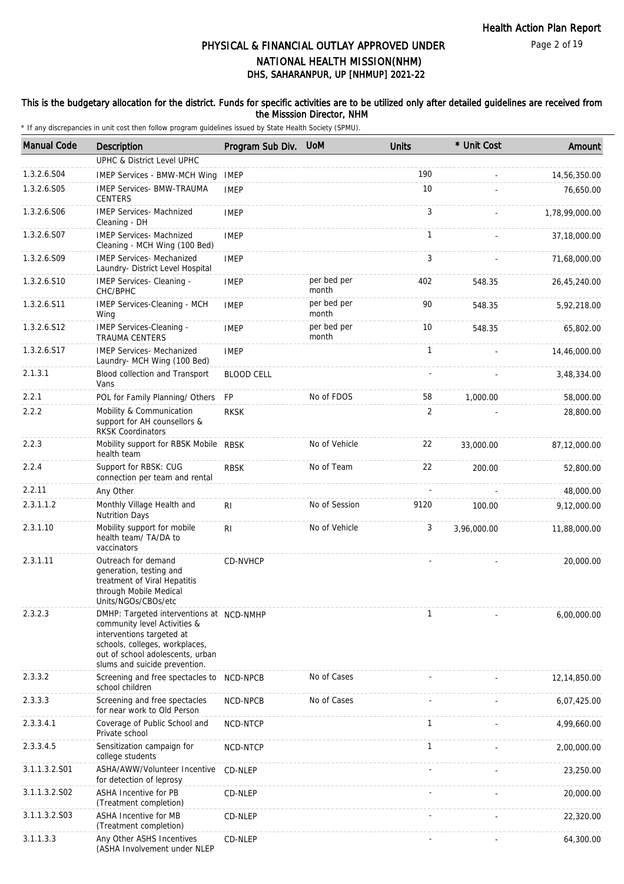# PHYSICAL & FINANCIAL OUTLAY APPROVED UNDER NATIONAL HEALTH MISSION(NHM)
## DHS, SAHARANPUR, UP [NHMUP] 2021-22

This is the budgetary allocation for the district. Funds for specific activities are to be utilized only after detailed guidelines are received from the Misssion Director, NHM

* If any discrepancies in unit cost then follow program guidelines issued by State Health Society (SPMU).

| Manual Code | Description | Program Sub Div. | UoM | Units | * Unit Cost | Amount |
|---|---|---|---|---|---|---|
| | UPHC & District Level UPHC | | | | | |
| 1.3.2.6.S04 | IMEP Services - BMW-MCH Wing | IMEP | | 190 | - | 14,56,350.00 |
| 1.3.2.6.S05 | IMEP Services- BMW-TRAUMA CENTERS | IMEP | | 10 | - | 76,650.00 |
| 1.3.2.6.S06 | IMEP Services- Machnized Cleaning - DH | IMEP | | 3 | - | 1,78,99,000.00 |
| 1.3.2.6.S07 | IMEP Services- Machnized Cleaning - MCH Wing (100 Bed) | IMEP | | 1 | - | 37,18,000.00 |
| 1.3.2.6.S09 | IMEP Services- Mechanized Laundry- District Level Hospital | IMEP | | 3 | - | 71,68,000.00 |
| 1.3.2.6.S10 | IMEP Services- Cleaning - CHC/BPHC | IMEP | per bed per month | 402 | 548.35 | 26,45,240.00 |
| 1.3.2.6.S11 | IMEP Services-Cleaning - MCH Wing | IMEP | per bed per month | 90 | 548.35 | 5,92,218.00 |
| 1.3.2.6.S12 | IMEP Services-Cleaning - TRAUMA CENTERS | IMEP | per bed per month | 10 | 548.35 | 65,802.00 |
| 1.3.2.6.S17 | IMEP Services- Mechanized Laundry- MCH Wing (100 Bed) | IMEP | | 1 | - | 14,46,000.00 |
| 2.1.3.1 | Blood collection and Transport Vans | BLOOD CELL | | - | - | 3,48,334.00 |
| 2.2.1 | POL for Family Planning/ Others | FP | No of FDOS | 58 | 1,000.00 | 58,000.00 |
| 2.2.2 | Mobility & Communication support for AH counsellors & RKSK Coordinators | RKSK | | 2 | - | 28,800.00 |
| 2.2.3 | Mobility support for RBSK Mobile health team | RBSK | No of Vehicle | 22 | 33,000.00 | 87,12,000.00 |
| 2.2.4 | Support for RBSK: CUG connection per team and rental | RBSK | No of Team | 22 | 200.00 | 52,800.00 |
| 2.2.11 | Any Other | | | - | - | 48,000.00 |
| 2.3.1.1.2 | Monthly Village Health and Nutrition Days | RI | No of Session | 9120 | 100.00 | 9,12,000.00 |
| 2.3.1.10 | Mobility support for mobile health team/ TA/DA to vaccinators | RI | No of Vehicle | 3 | 3,96,000.00 | 11,88,000.00 |
| 2.3.1.11 | Outreach for demand generation, testing and treatment of Viral Hepatitis through Mobile Medical Units/NGOs/CBOs/etc | CD-NVHCP | | - | - | 20,000.00 |
| 2.3.2.3 | DMHP: Targeted interventions at community level Activities & interventions targeted at schools, colleges, workplaces, out of school adolescents, urban slums and suicide prevention. | NCD-NMHP | | 1 | - | 6,00,000.00 |
| 2.3.3.2 | Screening and free spectacles to school children | NCD-NPCB | No of Cases | - | - | 12,14,850.00 |
| 2.3.3.3 | Screening and free spectacles for near work to Old Person | NCD-NPCB | No of Cases | - | - | 6,07,425.00 |
| 2.3.3.4.1 | Coverage of Public School and Private school | NCD-NTCP | | 1 | - | 4,99,660.00 |
| 2.3.3.4.5 | Sensitization campaign for college students | NCD-NTCP | | 1 | - | 2,00,000.00 |
| 3.1.1.3.2.S01 | ASHA/AWW/Volunteer Incentive for detection of leprosy | CD-NLEP | | - | - | 23,250.00 |
| 3.1.1.3.2.S02 | ASHA Incentive for PB (Treatment completion) | CD-NLEP | | - | - | 20,000.00 |
| 3.1.1.3.2.S03 | ASHA Incentive for MB (Treatment completion) | CD-NLEP | | - | - | 22,320.00 |
| 3.1.1.3.3 | Any Other ASHS Incentives (ASHA Involvement under NLEP | CD-NLEP | | - | - | 64,300.00 |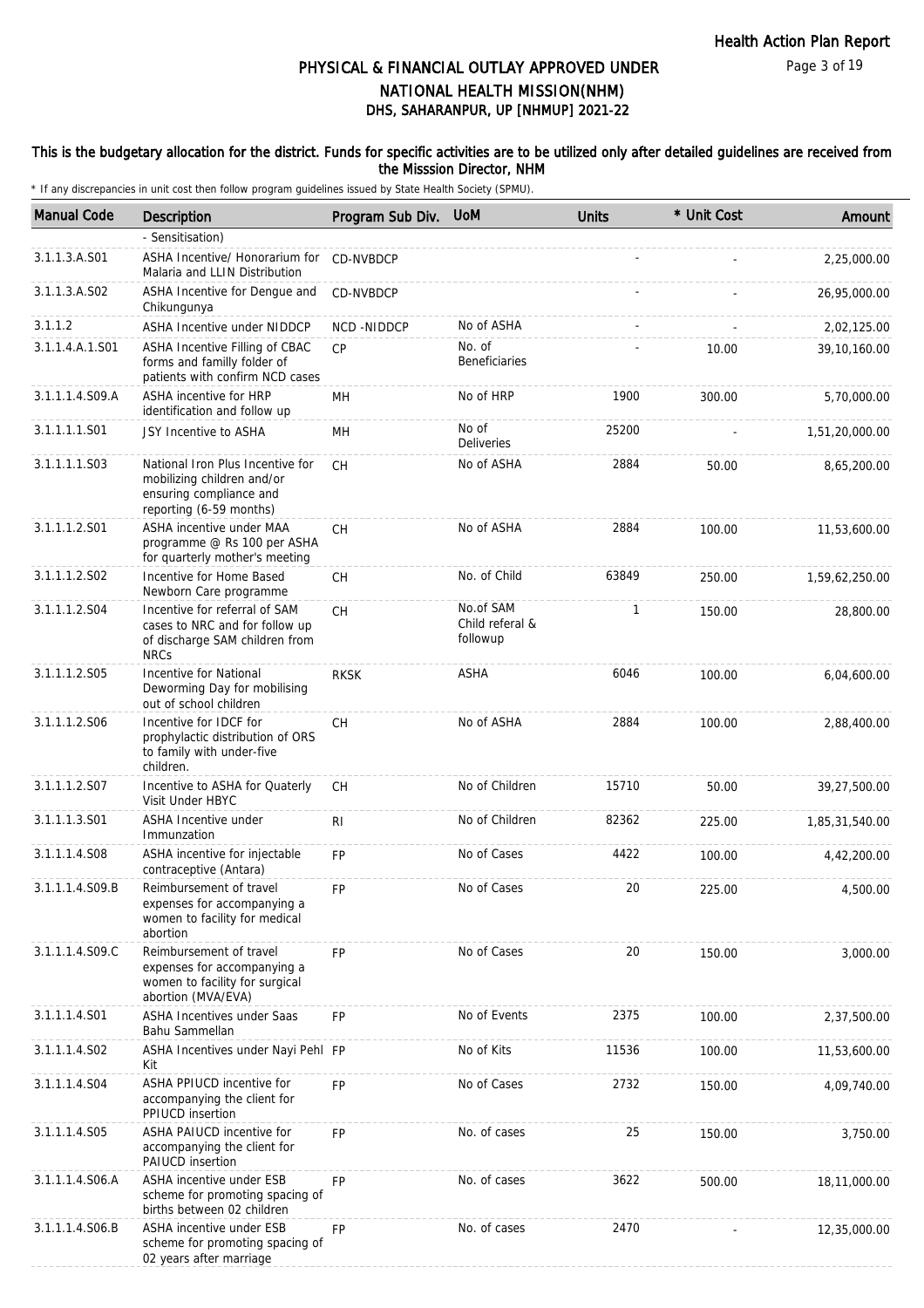## PHYSICAL & FINANCIAL OUTLAY APPROVED UNDER NATIONAL HEALTH MISSION(NHM)
### DHS, SAHARANPUR, UP [NHMUP] 2021-22

**This is the budgetary allocation for the district. Funds for specific activities are to be utilized only after detailed guidelines are received from the Misssion Director, NHM**

\* If any discrepancies in unit cost then follow program guidelines issued by State Health Society (SPMU).

| Manual Code | Description | Program Sub Div. | UoM | Units | * Unit Cost | Amount |
|---|---|---|---|---|---|---|
| | - Sensitisation) | | | | | |
| 3.1.1.3.A.S01 | ASHA Incentive/ Honorarium for Malaria and LLIN Distribution | CD-NVBDCP | | - | - | 2,25,000.00 |
| 3.1.1.3.A.S02 | ASHA Incentive for Dengue and Chikungunya | CD-NVBDCP | | - | - | 26,95,000.00 |
| 3.1.1.2 | ASHA Incentive under NIDDCP | NCD -NIDDCP | No of ASHA | - | - | 2,02,125.00 |
| 3.1.1.4.A.1.S01 | ASHA Incentive Filling of CBAC forms and familly folder of patients with confirm NCD cases | CP | No. of Beneficiaries | - | 10.00 | 39,10,160.00 |
| 3.1.1.1.4.S09.A | ASHA incentive for HRP identification and follow up | MH | No of HRP | 1900 | 300.00 | 5,70,000.00 |
| 3.1.1.1.1.S01 | JSY Incentive to ASHA | MH | No of Deliveries | 25200 | - | 1,51,20,000.00 |
| 3.1.1.1.1.S03 | National Iron Plus Incentive for mobilizing children and/or ensuring compliance and reporting (6-59 months) | CH | No of ASHA | 2884 | 50.00 | 8,65,200.00 |
| 3.1.1.1.2.S01 | ASHA incentive under MAA programme @ Rs 100 per ASHA for quarterly mother's meeting | CH | No of ASHA | 2884 | 100.00 | 11,53,600.00 |
| 3.1.1.1.2.S02 | Incentive for Home Based Newborn Care programme | CH | No. of Child | 63849 | 250.00 | 1,59,62,250.00 |
| 3.1.1.1.2.S04 | Incentive for referral of SAM cases to NRC and for follow up of discharge SAM children from NRCs | CH | No.of SAM Child referal & followup | 1 | 150.00 | 28,800.00 |
| 3.1.1.1.2.S05 | Incentive for National Deworming Day for mobilising out of school children | RKSK | ASHA | 6046 | 100.00 | 6,04,600.00 |
| 3.1.1.1.2.S06 | Incentive for IDCF for prophylactic distribution of ORS to family with under-five children. | CH | No of ASHA | 2884 | 100.00 | 2,88,400.00 |
| 3.1.1.1.2.S07 | Incentive to ASHA for Quaterly Visit Under HBYC | CH | No of Children | 15710 | 50.00 | 39,27,500.00 |
| 3.1.1.1.3.S01 | ASHA Incentive under Immunzation | RI | No of Children | 82362 | 225.00 | 1,85,31,540.00 |
| 3.1.1.1.4.S08 | ASHA incentive for injectable contraceptive (Antara) | FP | No of Cases | 4422 | 100.00 | 4,42,200.00 |
| 3.1.1.1.4.S09.B | Reimbursement of travel expenses for accompanying a women to facility for medical abortion | FP | No of Cases | 20 | 225.00 | 4,500.00 |
| 3.1.1.1.4.S09.C | Reimbursement of travel expenses for accompanying a women to facility for surgical abortion (MVA/EVA) | FP | No of Cases | 20 | 150.00 | 3,000.00 |
| 3.1.1.1.4.S01 | ASHA Incentives under Saas Bahu Sammellan | FP | No of Events | 2375 | 100.00 | 2,37,500.00 |
| 3.1.1.1.4.S02 | ASHA Incentives under Nayi Pehl Kit | FP | No of Kits | 11536 | 100.00 | 11,53,600.00 |
| 3.1.1.1.4.S04 | ASHA PPIUCD incentive for accompanying the client for PPIUCD insertion | FP | No of Cases | 2732 | 150.00 | 4,09,740.00 |
| 3.1.1.1.4.S05 | ASHA PAIUCD incentive for accompanying the client for PAIUCD insertion | FP | No. of cases | 25 | 150.00 | 3,750.00 |
| 3.1.1.1.4.S06.A | ASHA incentive under ESB scheme for promoting spacing of births between 02 children | FP | No. of cases | 3622 | 500.00 | 18,11,000.00 |
| 3.1.1.1.4.S06.B | ASHA incentive under ESB scheme for promoting spacing of 02 years after marriage | FP | No. of cases | 2470 | - | 12,35,000.00 |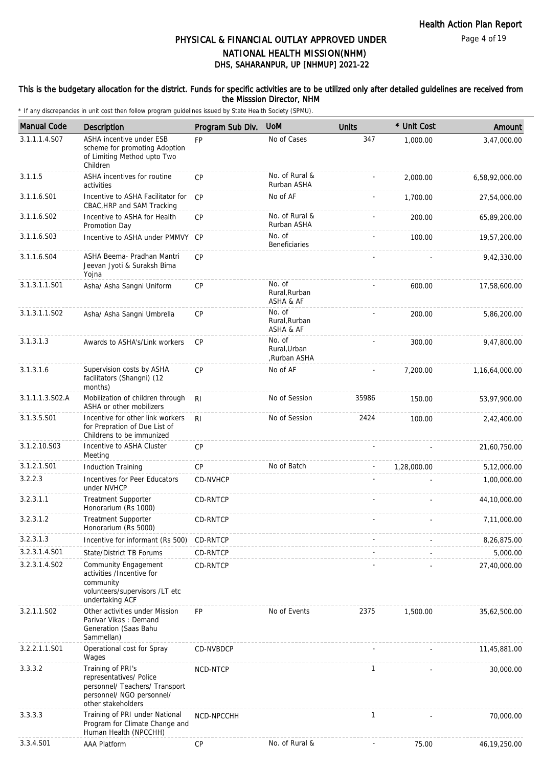# PHYSICAL & FINANCIAL OUTLAY APPROVED UNDER NATIONAL HEALTH MISSION(NHM)
## DHS, SAHARANPUR, UP [NHMUP] 2021-22

**This is the budgetary allocation for the district. Funds for specific activities are to be utilized only after detailed guidelines are received from the Misssion Director, NHM**

\* If any discrepancies in unit cost then follow program guidelines issued by State Health Society (SPMU).

| Manual Code | Description | Program Sub Div. | UoM | Units | * Unit Cost | Amount |
|---|---|---|---|---|---|---|
| 3.1.1.1.4.S07 | ASHA incentive under ESB scheme for promoting Adoption of Limiting Method upto Two Children | FP | No of Cases | 347 | 1,000.00 | 3,47,000.00 |
| 3.1.1.5 | ASHA incentives for routine activities | CP | No. of Rural & Rurban ASHA | - | 2,000.00 | 6,58,92,000.00 |
| 3.1.1.6.S01 | Incentive to ASHA Facilitator for CBAC,HRP and SAM Tracking | CP | No of AF | - | 1,700.00 | 27,54,000.00 |
| 3.1.1.6.S02 | Incentive to ASHA for Health Promotion Day | CP | No. of Rural & Rurban ASHA | - | 200.00 | 65,89,200.00 |
| 3.1.1.6.S03 | Incentive to ASHA under PMMVY | CP | No. of Beneficiaries | - | 100.00 | 19,57,200.00 |
| 3.1.1.6.S04 | ASHA Beema- Pradhan Mantri Jeevan Jyoti & Suraksh Bima Yojna | CP | | - | - | 9,42,330.00 |
| 3.1.3.1.1.S01 | Asha/ Asha Sangni Uniform | CP | No. of Rural,Rurban ASHA & AF | - | 600.00 | 17,58,600.00 |
| 3.1.3.1.1.S02 | Asha/ Asha Sangni Umbrella | CP | No. of Rural,Rurban ASHA & AF | - | 200.00 | 5,86,200.00 |
| 3.1.3.1.3 | Awards to ASHA's/Link workers | CP | No. of Rural,Urban ,Rurban ASHA | - | 300.00 | 9,47,800.00 |
| 3.1.3.1.6 | Supervision costs by ASHA facilitators (Shangni) (12 months) | CP | No of AF | - | 7,200.00 | 1,16,64,000.00 |
| 3.1.1.1.3.S02.A | Mobilization of children through ASHA or other mobilizers | RI | No of Session | 35986 | 150.00 | 53,97,900.00 |
| 3.1.3.5.S01 | Incentive for other link workers for Prepration of Due List of Childrens to be immunized | RI | No of Session | 2424 | 100.00 | 2,42,400.00 |
| 3.1.2.10.S03 | Incentive to ASHA Cluster Meeting | CP | | - | - | 21,60,750.00 |
| 3.1.2.1.S01 | Induction Training | CP | No of Batch | - | 1,28,000.00 | 5,12,000.00 |
| 3.2.2.3 | Incentives for Peer Educators under NVHCP | CD-NVHCP | | - | - | 1,00,000.00 |
| 3.2.3.1.1 | Treatment Supporter Honorarium (Rs 1000) | CD-RNTCP | | - | - | 44,10,000.00 |
| 3.2.3.1.2 | Treatment Supporter Honorarium (Rs 5000) | CD-RNTCP | | - | - | 7,11,000.00 |
| 3.2.3.1.3 | Incentive for informant (Rs 500) | CD-RNTCP | | - | - | 8,26,875.00 |
| 3.2.3.1.4.S01 | State/District TB Forums | CD-RNTCP | | - | - | 5,000.00 |
| 3.2.3.1.4.S02 | Community Engagement activities /Incentive for community volunteers/supervisors /LT etc undertaking ACF | CD-RNTCP | | - | - | 27,40,000.00 |
| 3.2.1.1.S02 | Other activities under Mission Parivar Vikas : Demand Generation (Saas Bahu Sammellan) | FP | No of Events | 2375 | 1,500.00 | 35,62,500.00 |
| 3.2.2.1.1.S01 | Operational cost for Spray Wages | CD-NVBDCP | | - | - | 11,45,881.00 |
| 3.3.3.2 | Training of PRI's representatives/ Police personnel/ Teachers/ Transport personnel/ NGO personnel/ other stakeholders | NCD-NTCP | | 1 | - | 30,000.00 |
| 3.3.3.3 | Training of PRI under National Program for Climate Change and Human Health (NPCCHH) | NCD-NPCCHH | | 1 | - | 70,000.00 |
| 3.3.4.S01 | AAA Platform | CP | No. of Rural & | - | 75.00 | 46,19,250.00 |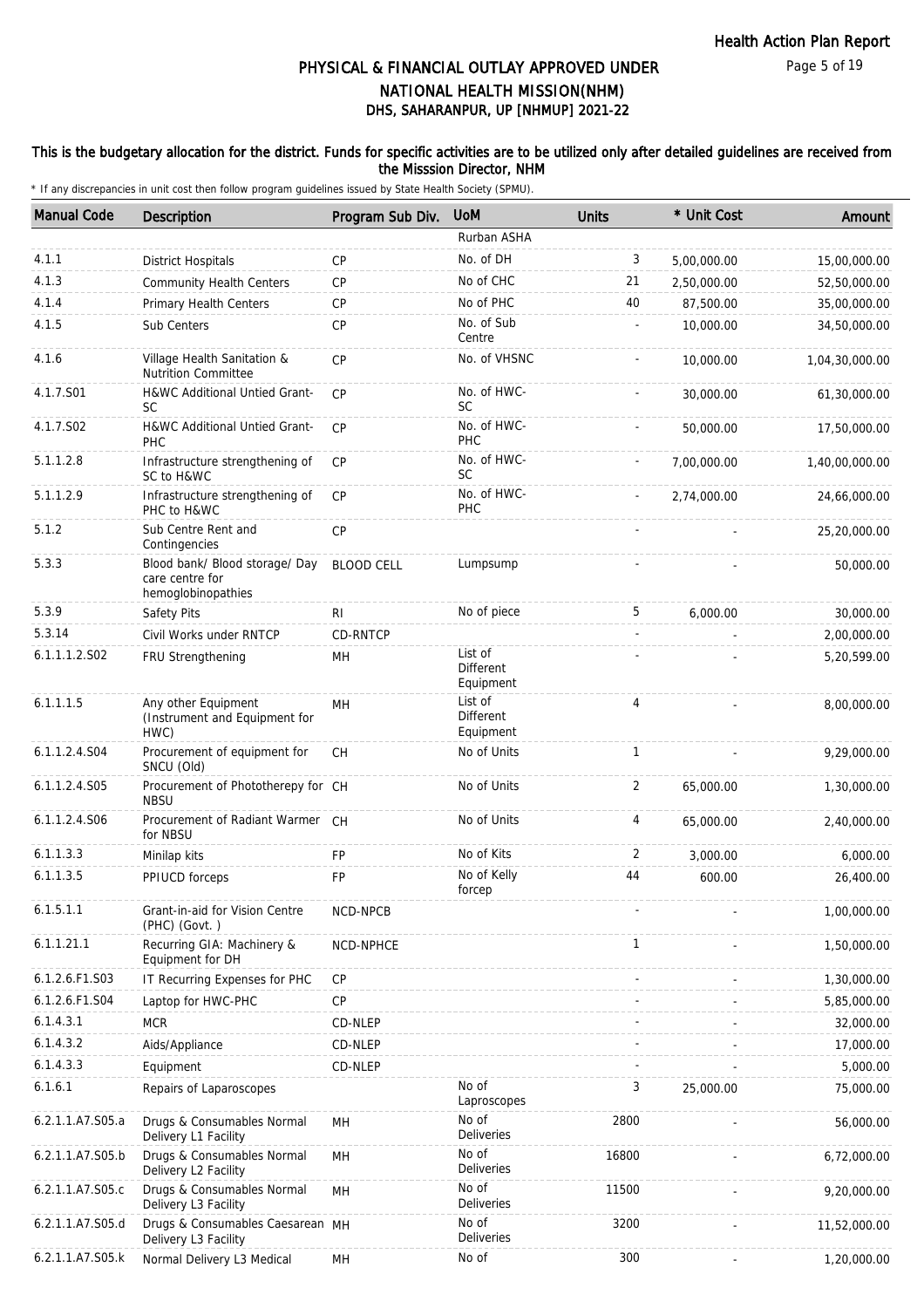# PHYSICAL & FINANCIAL OUTLAY APPROVED UNDER NATIONAL HEALTH MISSION(NHM)
## DHS, SAHARANPUR, UP [NHMUP] 2021-22

**This is the budgetary allocation for the district. Funds for specific activities are to be utilized only after detailed guidelines are received from the Misssion Director, NHM**

\* If any discrepancies in unit cost then follow program guidelines issued by State Health Society (SPMU).

| Manual Code | Description | Program Sub Div. | UoM | Units | * Unit Cost | Amount |
|---|---|---|---|---|---|---|
| | | | Rurban ASHA | | | |
| 4.1.1 | District Hospitals | CP | No. of DH | 3 | 5,00,000.00 | 15,00,000.00 |
| 4.1.3 | Community Health Centers | CP | No of CHC | 21 | 2,50,000.00 | 52,50,000.00 |
| 4.1.4 | Primary Health Centers | CP | No of PHC | 40 | 87,500.00 | 35,00,000.00 |
| 4.1.5 | Sub Centers | CP | No. of Sub Centre | - | 10,000.00 | 34,50,000.00 |
| 4.1.6 | Village Health Sanitation & Nutrition Committee | CP | No. of VHSNC | - | 10,000.00 | 1,04,30,000.00 |
| 4.1.7.S01 | H&WC Additional Untied Grant-SC | CP | No. of HWC-SC | - | 30,000.00 | 61,30,000.00 |
| 4.1.7.S02 | H&WC Additional Untied Grant-PHC | CP | No. of HWC-PHC | - | 50,000.00 | 17,50,000.00 |
| 5.1.1.2.8 | Infrastructure strengthening of SC to H&WC | CP | No. of HWC-SC | - | 7,00,000.00 | 1,40,00,000.00 |
| 5.1.1.2.9 | Infrastructure strengthening of PHC to H&WC | CP | No. of HWC-PHC | - | 2,74,000.00 | 24,66,000.00 |
| 5.1.2 | Sub Centre Rent and Contingencies | CP | | - | - | 25,20,000.00 |
| 5.3.3 | Blood bank/ Blood storage/ Day care centre for hemoglobinopathies | BLOOD CELL | Lumpsump | - | - | 50,000.00 |
| 5.3.9 | Safety Pits | RI | No of piece | 5 | 6,000.00 | 30,000.00 |
| 5.3.14 | Civil Works under RNTCP | CD-RNTCP | | - | - | 2,00,000.00 |
| 6.1.1.1.2.S02 | FRU Strengthening | MH | List of Different Equipment | - | - | 5,20,599.00 |
| 6.1.1.1.5 | Any other Equipment (Instrument and Equipment for HWC) | MH | List of Different Equipment | 4 | - | 8,00,000.00 |
| 6.1.1.2.4.S04 | Procurement of equipment for SNCU (Old) | CH | No of Units | 1 | - | 9,29,000.00 |
| 6.1.1.2.4.S05 | Procurement of Phototherepy for NBSU | CH | No of Units | 2 | 65,000.00 | 1,30,000.00 |
| 6.1.1.2.4.S06 | Procurement of Radiant Warmer for NBSU | CH | No of Units | 4 | 65,000.00 | 2,40,000.00 |
| 6.1.1.3.3 | Minilap kits | FP | No of Kits | 2 | 3,000.00 | 6,000.00 |
| 6.1.1.3.5 | PPIUCD forceps | FP | No of Kelly forcep | 44 | 600.00 | 26,400.00 |
| 6.1.5.1.1 | Grant-in-aid for Vision Centre (PHC) (Govt. ) | NCD-NPCB | | - | - | 1,00,000.00 |
| 6.1.1.21.1 | Recurring GIA: Machinery & Equipment for DH | NCD-NPHCE | | 1 | - | 1,50,000.00 |
| 6.1.2.6.F1.S03 | IT Recurring Expenses for PHC | CP | | - | - | 1,30,000.00 |
| 6.1.2.6.F1.S04 | Laptop for HWC-PHC | CP | | - | - | 5,85,000.00 |
| 6.1.4.3.1 | MCR | CD-NLEP | | - | - | 32,000.00 |
| 6.1.4.3.2 | Aids/Appliance | CD-NLEP | | - | - | 17,000.00 |
| 6.1.4.3.3 | Equipment | CD-NLEP | | - | - | 5,000.00 |
| 6.1.6.1 | Repairs of Laparoscopes | | No of Laproscopes | 3 | 25,000.00 | 75,000.00 |
| 6.2.1.1.A7.S05.a | Drugs & Consumables Normal Delivery L1 Facility | MH | No of Deliveries | 2800 | - | 56,000.00 |
| 6.2.1.1.A7.S05.b | Drugs & Consumables Normal Delivery L2 Facility | MH | No of Deliveries | 16800 | - | 6,72,000.00 |
| 6.2.1.1.A7.S05.c | Drugs & Consumables Normal Delivery L3 Facility | MH | No of Deliveries | 11500 | - | 9,20,000.00 |
| 6.2.1.1.A7.S05.d | Drugs & Consumables Caesarean Delivery L3 Facility | MH | No of Deliveries | 3200 | - | 11,52,000.00 |
| 6.2.1.1.A7.S05.k | Normal Delivery L3 Medical | MH | No of | 300 | - | 1,20,000.00 |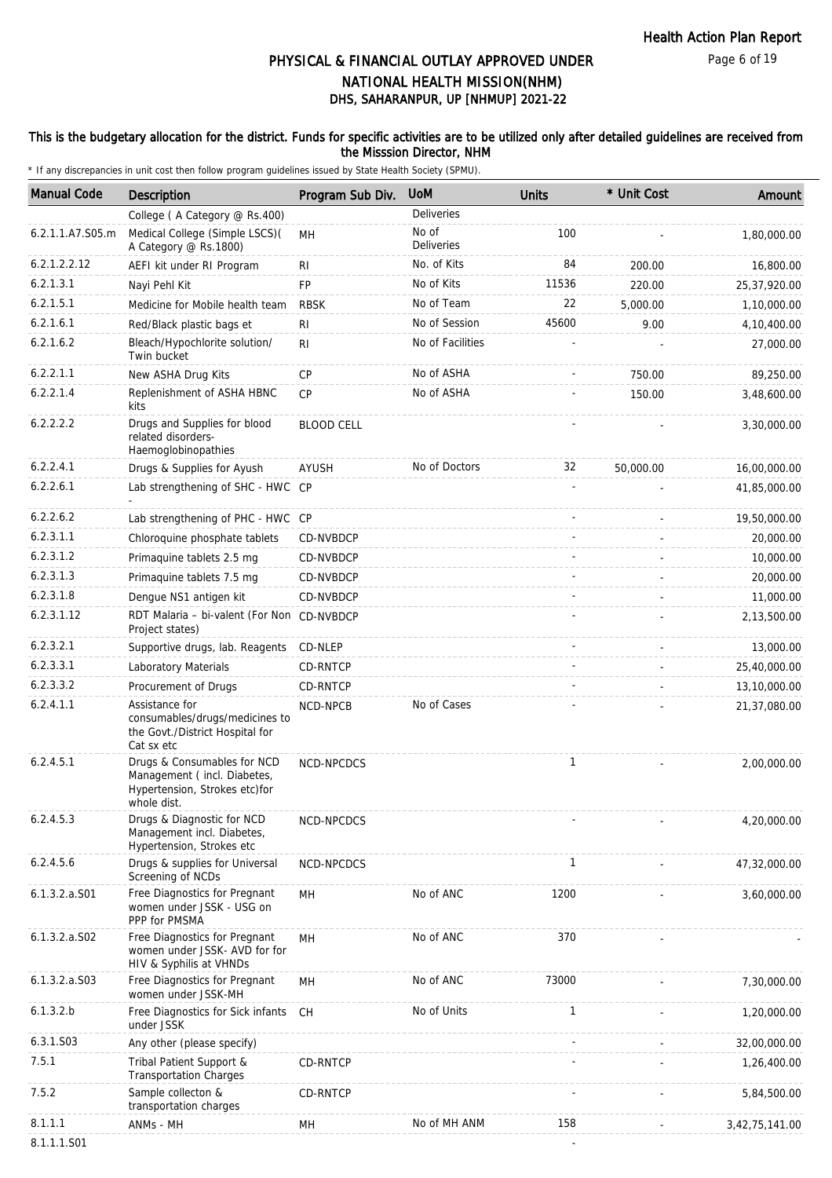# PHYSICAL & FINANCIAL OUTLAY APPROVED UNDER NATIONAL HEALTH MISSION(NHM)

## DHS, SAHARANPUR, UP [NHMUP] 2021-22

**This is the budgetary allocation for the district. Funds for specific activities are to be utilized only after detailed guidelines are received from the Misssion Director, NHM**

* If any discrepancies in unit cost then follow program guidelines issued by State Health Society (SPMU).

| Manual Code | Description | Program Sub Div. | UoM | Units | * Unit Cost | Amount |
|---|---|---|---|---|---|---|
| | College ( A Category @ Rs.400) | | Deliveries | | | |
| 6.2.1.1.A7.S05.m | Medical College (Simple LSCS)( A Category @ Rs.1800) | MH | No of Deliveries | 100 | - | 1,80,000.00 |
| 6.2.1.2.2.12 | AEFI kit under RI Program | RI | No. of Kits | 84 | 200.00 | 16,800.00 |
| 6.2.1.3.1 | Nayi Pehl Kit | FP | No of Kits | 11536 | 220.00 | 25,37,920.00 |
| 6.2.1.5.1 | Medicine for Mobile health team | RBSK | No of Team | 22 | 5,000.00 | 1,10,000.00 |
| 6.2.1.6.1 | Red/Black plastic bags et | RI | No of Session | 45600 | 9.00 | 4,10,400.00 |
| 6.2.1.6.2 | Bleach/Hypochlorite solution/ Twin bucket | RI | No of Facilities | - | - | 27,000.00 |
| 6.2.2.1.1 | New ASHA Drug Kits | CP | No of ASHA | - | 750.00 | 89,250.00 |
| 6.2.2.1.4 | Replenishment of ASHA HBNC kits | CP | No of ASHA | - | 150.00 | 3,48,600.00 |
| 6.2.2.2.2 | Drugs and Supplies for blood related disorders- Haemoglobinopathies | BLOOD CELL | | - | - | 3,30,000.00 |
| 6.2.2.4.1 | Drugs & Supplies for Ayush | AYUSH | No of Doctors | 32 | 50,000.00 | 16,00,000.00 |
| 6.2.2.6.1 | Lab strengthening of SHC - HWC - | CP | | - | - | 41,85,000.00 |
| 6.2.2.6.2 | Lab strengthening of PHC - HWC | CP | | - | - | 19,50,000.00 |
| 6.2.3.1.1 | Chloroquine phosphate tablets | CD-NVBDCP | | - | - | 20,000.00 |
| 6.2.3.1.2 | Primaquine tablets 2.5 mg | CD-NVBDCP | | - | - | 10,000.00 |
| 6.2.3.1.3 | Primaquine tablets 7.5 mg | CD-NVBDCP | | - | - | 20,000.00 |
| 6.2.3.1.8 | Dengue NS1 antigen kit | CD-NVBDCP | | - | - | 11,000.00 |
| 6.2.3.1.12 | RDT Malaria – bi-valent (For Non Project states) | CD-NVBDCP | | - | - | 2,13,500.00 |
| 6.2.3.2.1 | Supportive drugs, lab. Reagents | CD-NLEP | | - | - | 13,000.00 |
| 6.2.3.3.1 | Laboratory Materials | CD-RNTCP | | - | - | 25,40,000.00 |
| 6.2.3.3.2 | Procurement of Drugs | CD-RNTCP | | - | - | 13,10,000.00 |
| 6.2.4.1.1 | Assistance for consumables/drugs/medicines to the Govt./District Hospital for Cat sx etc | NCD-NPCB | No of Cases | - | - | 21,37,080.00 |
| 6.2.4.5.1 | Drugs & Consumables for NCD Management ( incl. Diabetes, Hypertension, Strokes etc)for whole dist. | NCD-NPCDCS | | 1 | - | 2,00,000.00 |
| 6.2.4.5.3 | Drugs & Diagnostic for NCD Management incl. Diabetes, Hypertension, Strokes etc | NCD-NPCDCS | | - | - | 4,20,000.00 |
| 6.2.4.5.6 | Drugs & supplies for Universal Screening of NCDs | NCD-NPCDCS | | 1 | - | 47,32,000.00 |
| 6.1.3.2.a.S01 | Free Diagnostics for Pregnant women under JSSK - USG on PPP for PMSMA | MH | No of ANC | 1200 | - | 3,60,000.00 |
| 6.1.3.2.a.S02 | Free Diagnostics for Pregnant women under JSSK- AVD for for HIV & Syphilis at VHNDs | MH | No of ANC | 370 | - | - |
| 6.1.3.2.a.S03 | Free Diagnostics for Pregnant women under JSSK-MH | MH | No of ANC | 73000 | - | 7,30,000.00 |
| 6.1.3.2.b | Free Diagnostics for Sick infants under JSSK | CH | No of Units | 1 | - | 1,20,000.00 |
| 6.3.1.S03 | Any other (please specify) | | | - | - | 32,00,000.00 |
| 7.5.1 | Tribal Patient Support & Transportation Charges | CD-RNTCP | | - | - | 1,26,400.00 |
| 7.5.2 | Sample collecton & transportation charges | CD-RNTCP | | - | - | 5,84,500.00 |
| 8.1.1.1 | ANMs - MH | MH | No of MH ANM | 158 | - | 3,42,75,141.00 |
| 8.1.1.1.S01 | | | | - | | |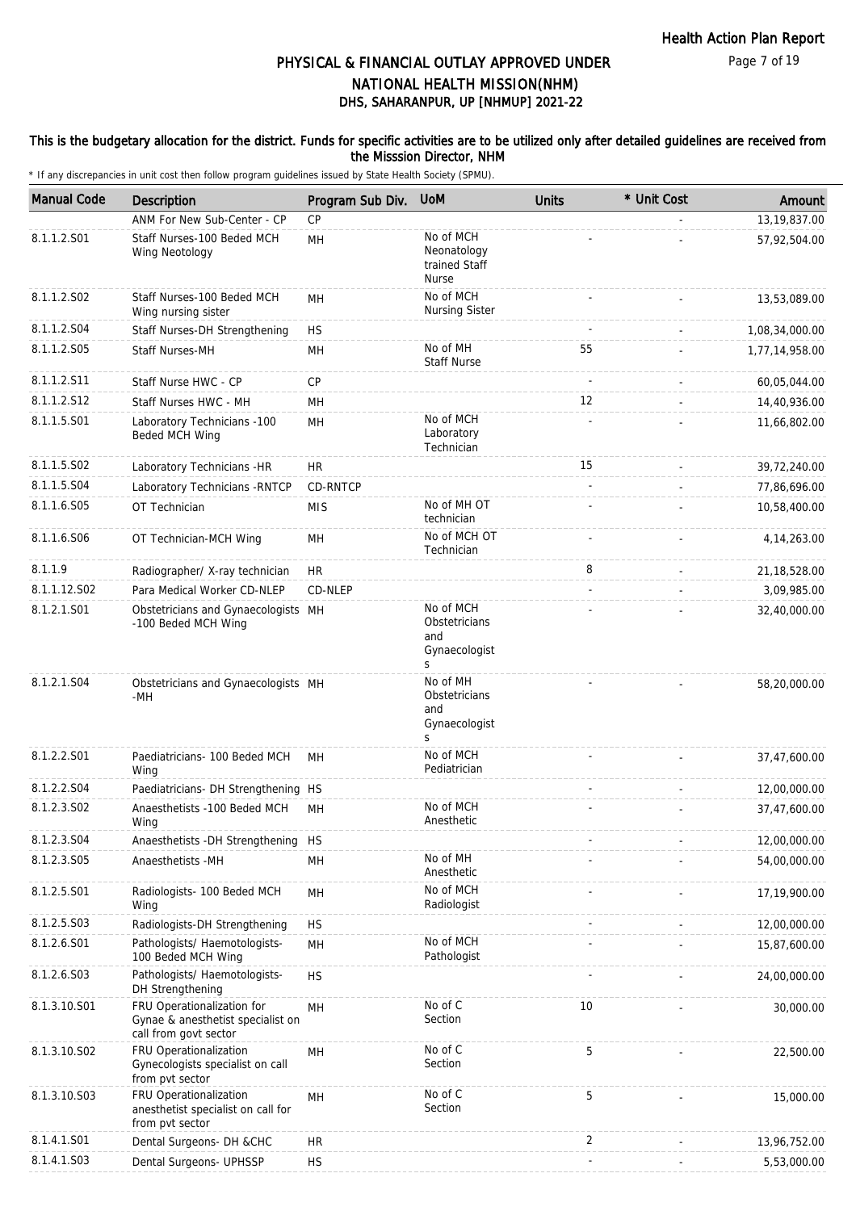# PHYSICAL & FINANCIAL OUTLAY APPROVED UNDER NATIONAL HEALTH MISSION(NHM)

## DHS, SAHARANPUR, UP [NHMUP] 2021-22

**This is the budgetary allocation for the district. Funds for specific activities are to be utilized only after detailed guidelines are received from the Misssion Director, NHM**

\* If any discrepancies in unit cost then follow program guidelines issued by State Health Society (SPMU).

| Manual Code | Description | Program Sub Div. | UoM | Units | * Unit Cost | Amount |
|---|---|---|---|---|---|---|
| | ANM For New Sub-Center - CP | CP | | | - | 13,19,837.00 |
| 8.1.1.2.S01 | Staff Nurses-100 Beded MCH Wing Neotology | MH | No of MCH Neonatology trained Staff Nurse | - | - | 57,92,504.00 |
| 8.1.1.2.S02 | Staff Nurses-100 Beded MCH Wing nursing sister | MH | No of MCH Nursing Sister | - | - | 13,53,089.00 |
| 8.1.1.2.S04 | Staff Nurses-DH Strengthening | HS | | - | - | 1,08,34,000.00 |
| 8.1.1.2.S05 | Staff Nurses-MH | MH | No of MH Staff Nurse | 55 | - | 1,77,14,958.00 |
| 8.1.1.2.S11 | Staff Nurse HWC - CP | CP | | - | - | 60,05,044.00 |
| 8.1.1.2.S12 | Staff Nurses HWC - MH | MH | | 12 | - | 14,40,936.00 |
| 8.1.1.5.S01 | Laboratory Technicians -100 Beded MCH Wing | MH | No of MCH Laboratory Technician | - | - | 11,66,802.00 |
| 8.1.1.5.S02 | Laboratory Technicians -HR | HR | | 15 | - | 39,72,240.00 |
| 8.1.1.5.S04 | Laboratory Technicians -RNTCP | CD-RNTCP | | - | - | 77,86,696.00 |
| 8.1.1.6.S05 | OT Technician | MIS | No of MH OT technician | - | - | 10,58,400.00 |
| 8.1.1.6.S06 | OT Technician-MCH Wing | MH | No of MCH OT Technician | - | - | 4,14,263.00 |
| 8.1.1.9 | Radiographer/ X-ray technician | HR | | 8 | - | 21,18,528.00 |
| 8.1.1.12.S02 | Para Medical Worker CD-NLEP | CD-NLEP | | - | - | 3,09,985.00 |
| 8.1.2.1.S01 | Obstetricians and Gynaecologists -100 Beded MCH Wing | MH | No of MCH Obstetricians and Gynaecologists | - | - | 32,40,000.00 |
| 8.1.2.1.S04 | Obstetricians and Gynaecologists -MH | MH | No of MH Obstetricians and Gynaecologists | - | - | 58,20,000.00 |
| 8.1.2.2.S01 | Paediatricians- 100 Beded MCH Wing | MH | No of MCH Pediatrician | - | - | 37,47,600.00 |
| 8.1.2.2.S04 | Paediatricians- DH Strengthening | HS | | - | - | 12,00,000.00 |
| 8.1.2.3.S02 | Anaesthetists -100 Beded MCH Wing | MH | No of MCH Anesthetic | - | - | 37,47,600.00 |
| 8.1.2.3.S04 | Anaesthetists -DH Strengthening | HS | | - | - | 12,00,000.00 |
| 8.1.2.3.S05 | Anaesthetists -MH | MH | No of MH Anesthetic | - | - | 54,00,000.00 |
| 8.1.2.5.S01 | Radiologists- 100 Beded MCH Wing | MH | No of MCH Radiologist | - | - | 17,19,900.00 |
| 8.1.2.5.S03 | Radiologists-DH Strengthening | HS | | - | - | 12,00,000.00 |
| 8.1.2.6.S01 | Pathologists/ Haemotologists-100 Beded MCH Wing | MH | No of MCH Pathologist | - | - | 15,87,600.00 |
| 8.1.2.6.S03 | Pathologists/ Haemotologists-DH Strengthening | HS | | - | - | 24,00,000.00 |
| 8.1.3.10.S01 | FRU Operationalization for Gynae & anesthetist specialist on call from govt sector | MH | No of C Section | 10 | - | 30,000.00 |
| 8.1.3.10.S02 | FRU Operationalization Gynecologists specialist on call from pvt sector | MH | No of C Section | 5 | - | 22,500.00 |
| 8.1.3.10.S03 | FRU Operationalization anesthetist specialist on call for from pvt sector | MH | No of C Section | 5 | - | 15,000.00 |
| 8.1.4.1.S01 | Dental Surgeons- DH &CHC | HR | | 2 | - | 13,96,752.00 |
| 8.1.4.1.S03 | Dental Surgeons- UPHSSP | HS | | - | - | 5,53,000.00 |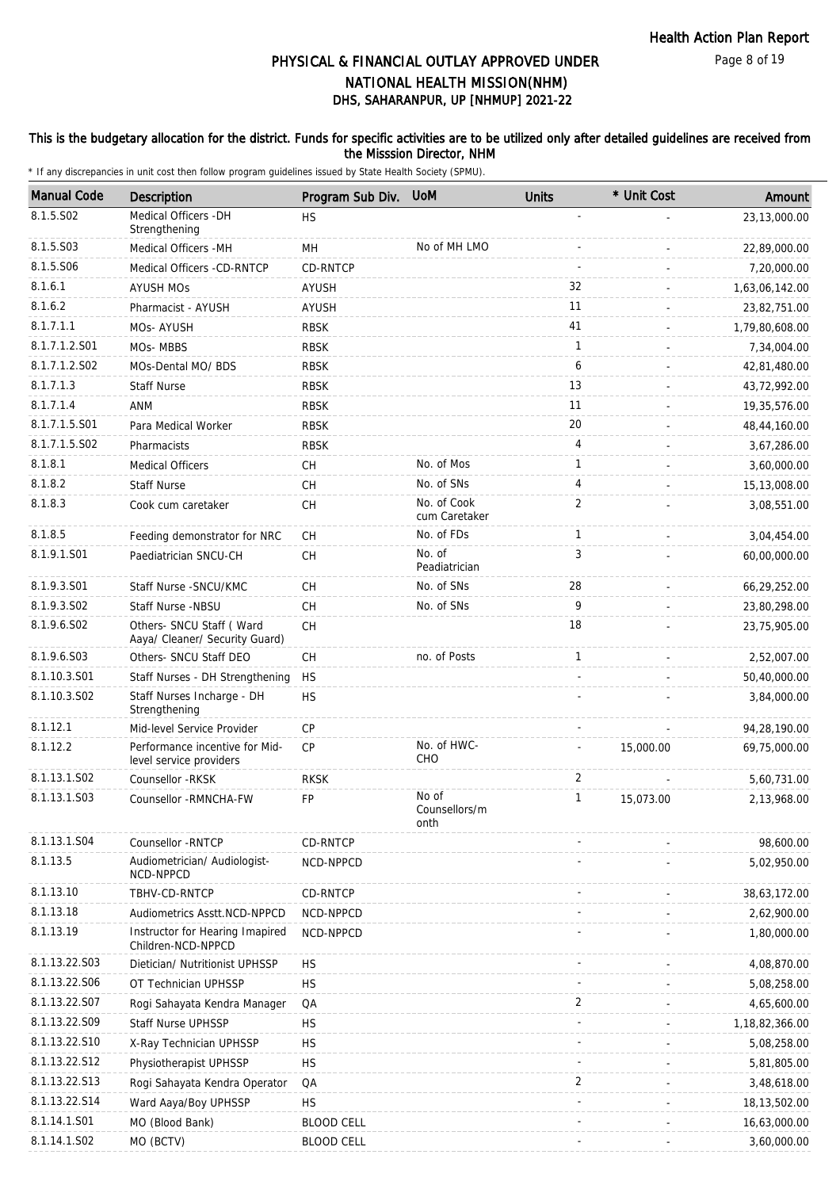# PHYSICAL & FINANCIAL OUTLAY APPROVED UNDER NATIONAL HEALTH MISSION(NHM)

## DHS, SAHARANPUR, UP [NHMUP] 2021-22

### This is the budgetary allocation for the district. Funds for specific activities are to be utilized only after detailed guidelines are received from the Misssion Director, NHM

\* If any discrepancies in unit cost then follow program guidelines issued by State Health Society (SPMU).

| Manual Code | Description | Program Sub Div. | UoM | Units | * Unit Cost | Amount |
|---|---|---|---|---|---|---|
| 8.1.5.S02 | Medical Officers -DH Strengthening | HS | | - | - | 23,13,000.00 |
| 8.1.5.S03 | Medical Officers -MH | MH | No of MH LMO | - | - | 22,89,000.00 |
| 8.1.5.S06 | Medical Officers -CD-RNTCP | CD-RNTCP | | - | - | 7,20,000.00 |
| 8.1.6.1 | AYUSH MOs | AYUSH | | 32 | - | 1,63,06,142.00 |
| 8.1.6.2 | Pharmacist - AYUSH | AYUSH | | 11 | - | 23,82,751.00 |
| 8.1.7.1.1 | MOs- AYUSH | RBSK | | 41 | - | 1,79,80,608.00 |
| 8.1.7.1.2.S01 | MOs- MBBS | RBSK | | 1 | - | 7,34,004.00 |
| 8.1.7.1.2.S02 | MOs-Dental MO/ BDS | RBSK | | 6 | - | 42,81,480.00 |
| 8.1.7.1.3 | Staff Nurse | RBSK | | 13 | - | 43,72,992.00 |
| 8.1.7.1.4 | ANM | RBSK | | 11 | - | 19,35,576.00 |
| 8.1.7.1.5.S01 | Para Medical Worker | RBSK | | 20 | - | 48,44,160.00 |
| 8.1.7.1.5.S02 | Pharmacists | RBSK | | 4 | - | 3,67,286.00 |
| 8.1.8.1 | Medical Officers | CH | No. of Mos | 1 | - | 3,60,000.00 |
| 8.1.8.2 | Staff Nurse | CH | No. of SNs | 4 | - | 15,13,008.00 |
| 8.1.8.3 | Cook cum caretaker | CH | No. of Cook cum Caretaker | 2 | - | 3,08,551.00 |
| 8.1.8.5 | Feeding demonstrator for NRC | CH | No. of FDs | 1 | - | 3,04,454.00 |
| 8.1.9.1.S01 | Paediatrician SNCU-CH | CH | No. of Peadiatrician | 3 | - | 60,00,000.00 |
| 8.1.9.3.S01 | Staff Nurse -SNCU/KMC | CH | No. of SNs | 28 | - | 66,29,252.00 |
| 8.1.9.3.S02 | Staff Nurse -NBSU | CH | No. of SNs | 9 | - | 23,80,298.00 |
| 8.1.9.6.S02 | Others- SNCU Staff ( Ward Aaya/ Cleaner/ Security Guard) | CH | | 18 | - | 23,75,905.00 |
| 8.1.9.6.S03 | Others- SNCU Staff DEO | CH | no. of Posts | 1 | - | 2,52,007.00 |
| 8.1.10.3.S01 | Staff Nurses - DH Strengthening | HS | | - | - | 50,40,000.00 |
| 8.1.10.3.S02 | Staff Nurses Incharge - DH Strengthening | HS | | - | - | 3,84,000.00 |
| 8.1.12.1 | Mid-level Service Provider | CP | | - | - | 94,28,190.00 |
| 8.1.12.2 | Performance incentive for Mid-level service providers | CP | No. of HWC-CHO | - | 15,000.00 | 69,75,000.00 |
| 8.1.13.1.S02 | Counsellor -RKSK | RKSK | | 2 | - | 5,60,731.00 |
| 8.1.13.1.S03 | Counsellor -RMNCHA-FW | FP | No of Counsellors/month | 1 | 15,073.00 | 2,13,968.00 |
| 8.1.13.1.S04 | Counsellor -RNTCP | CD-RNTCP | | - | - | 98,600.00 |
| 8.1.13.5 | Audiometrician/ Audiologist-NCD-NPPCD | NCD-NPPCD | | - | - | 5,02,950.00 |
| 8.1.13.10 | TBHV-CD-RNTCP | CD-RNTCP | | - | - | 38,63,172.00 |
| 8.1.13.18 | Audiometrics Asstt.NCD-NPPCD | NCD-NPPCD | | - | - | 2,62,900.00 |
| 8.1.13.19 | Instructor for Hearing Imapired Children-NCD-NPPCD | NCD-NPPCD | | - | - | 1,80,000.00 |
| 8.1.13.22.S03 | Dietician/ Nutritionist UPHSSP | HS | | - | - | 4,08,870.00 |
| 8.1.13.22.S06 | OT Technician UPHSSP | HS | | - | - | 5,08,258.00 |
| 8.1.13.22.S07 | Rogi Sahayata Kendra Manager | QA | | 2 | - | 4,65,600.00 |
| 8.1.13.22.S09 | Staff Nurse UPHSSP | HS | | - | - | 1,18,82,366.00 |
| 8.1.13.22.S10 | X-Ray Technician UPHSSP | HS | | - | - | 5,08,258.00 |
| 8.1.13.22.S12 | Physiotherapist UPHSSP | HS | | - | - | 5,81,805.00 |
| 8.1.13.22.S13 | Rogi Sahayata Kendra Operator | QA | | 2 | - | 3,48,618.00 |
| 8.1.13.22.S14 | Ward Aaya/Boy UPHSSP | HS | | - | - | 18,13,502.00 |
| 8.1.14.1.S01 | MO (Blood Bank) | BLOOD CELL | | - | - | 16,63,000.00 |
| 8.1.14.1.S02 | MO (BCTV) | BLOOD CELL | | - | - | 3,60,000.00 |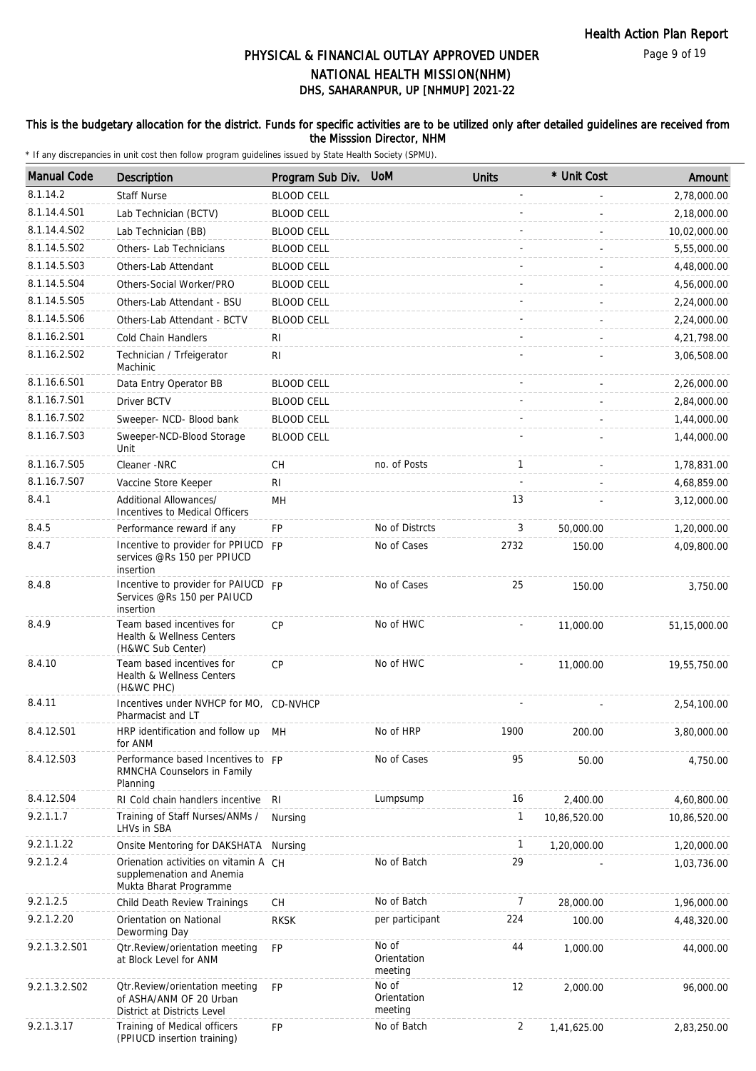# PHYSICAL & FINANCIAL OUTLAY APPROVED UNDER NATIONAL HEALTH MISSION(NHM)

## DHS, SAHARANPUR, UP [NHMUP] 2021-22

This is the budgetary allocation for the district. Funds for specific activities are to be utilized only after detailed guidelines are received from the Misssion Director, NHM

* If any discrepancies in unit cost then follow program guidelines issued by State Health Society (SPMU).

| Manual Code | Description | Program Sub Div. | UoM | Units | * Unit Cost | Amount |
|---|---|---|---|---|---|---|
| 8.1.14.2 | Staff Nurse | BLOOD CELL | | - | - | 2,78,000.00 |
| 8.1.14.4.S01 | Lab Technician (BCTV) | BLOOD CELL | | - | - | 2,18,000.00 |
| 8.1.14.4.S02 | Lab Technician (BB) | BLOOD CELL | | - | - | 10,02,000.00 |
| 8.1.14.5.S02 | Others- Lab Technicians | BLOOD CELL | | - | - | 5,55,000.00 |
| 8.1.14.5.S03 | Others-Lab Attendant | BLOOD CELL | | - | - | 4,48,000.00 |
| 8.1.14.5.S04 | Others-Social Worker/PRO | BLOOD CELL | | - | - | 4,56,000.00 |
| 8.1.14.5.S05 | Others-Lab Attendant - BSU | BLOOD CELL | | - | - | 2,24,000.00 |
| 8.1.14.5.S06 | Others-Lab Attendant - BCTV | BLOOD CELL | | - | - | 2,24,000.00 |
| 8.1.16.2.S01 | Cold Chain Handlers | RI | | - | - | 4,21,798.00 |
| 8.1.16.2.S02 | Technician / Trfeigerator Machinic | RI | | - | - | 3,06,508.00 |
| 8.1.16.6.S01 | Data Entry Operator BB | BLOOD CELL | | - | - | 2,26,000.00 |
| 8.1.16.7.S01 | Driver BCTV | BLOOD CELL | | - | - | 2,84,000.00 |
| 8.1.16.7.S02 | Sweeper- NCD- Blood bank | BLOOD CELL | | - | - | 1,44,000.00 |
| 8.1.16.7.S03 | Sweeper-NCD-Blood Storage Unit | BLOOD CELL | | - | - | 1,44,000.00 |
| 8.1.16.7.S05 | Cleaner -NRC | CH | no. of Posts | 1 | - | 1,78,831.00 |
| 8.1.16.7.S07 | Vaccine Store Keeper | RI | | - | - | 4,68,859.00 |
| 8.4.1 | Additional Allowances/ Incentives to Medical Officers | MH | | 13 | - | 3,12,000.00 |
| 8.4.5 | Performance reward if any | FP | No of Distrcts | 3 | 50,000.00 | 1,20,000.00 |
| 8.4.7 | Incentive to provider for PPIUCD services @Rs 150 per PPIUCD insertion | FP | No of Cases | 2732 | 150.00 | 4,09,800.00 |
| 8.4.8 | Incentive to provider for PAIUCD Services @Rs 150 per PAIUCD insertion | FP | No of Cases | 25 | 150.00 | 3,750.00 |
| 8.4.9 | Team based incentives for Health & Wellness Centers (H&WC Sub Center) | CP | No of HWC | - | 11,000.00 | 51,15,000.00 |
| 8.4.10 | Team based incentives for Health & Wellness Centers (H&WC PHC) | CP | No of HWC | - | 11,000.00 | 19,55,750.00 |
| 8.4.11 | Incentives under NVHCP for MO, Pharmacist and LT | CD-NVHCP | | - | - | 2,54,100.00 |
| 8.4.12.S01 | HRP identification and follow up for ANM | MH | No of HRP | 1900 | 200.00 | 3,80,000.00 |
| 8.4.12.S03 | Performance based Incentives to RMNCHA Counselors in Family Planning | FP | No of Cases | 95 | 50.00 | 4,750.00 |
| 8.4.12.S04 | RI Cold chain handlers incentive | RI | Lumpsump | 16 | 2,400.00 | 4,60,800.00 |
| 9.2.1.1.7 | Training of Staff Nurses/ANMs / LHVs in SBA | Nursing | | 1 | 10,86,520.00 | 10,86,520.00 |
| 9.2.1.1.22 | Onsite Mentoring for DAKSHATA | Nursing | | 1 | 1,20,000.00 | 1,20,000.00 |
| 9.2.1.2.4 | Orienation activities on vitamin A supplemenation and Anemia Mukta Bharat Programme | CH | No of Batch | 29 | - | 1,03,736.00 |
| 9.2.1.2.5 | Child Death Review Trainings | CH | No of Batch | 7 | 28,000.00 | 1,96,000.00 |
| 9.2.1.2.20 | Orientation on National Deworming Day | RKSK | per participant | 224 | 100.00 | 4,48,320.00 |
| 9.2.1.3.2.S01 | Qtr.Review/orientation meeting at Block Level for ANM | FP | No of Orientation meeting | 44 | 1,000.00 | 44,000.00 |
| 9.2.1.3.2.S02 | Qtr.Review/orientation meeting of ASHA/ANM OF 20 Urban District at Districts Level | FP | No of Orientation meeting | 12 | 2,000.00 | 96,000.00 |
| 9.2.1.3.17 | Training of Medical officers (PPIUCD insertion training) | FP | No of Batch | 2 | 1,41,625.00 | 2,83,250.00 |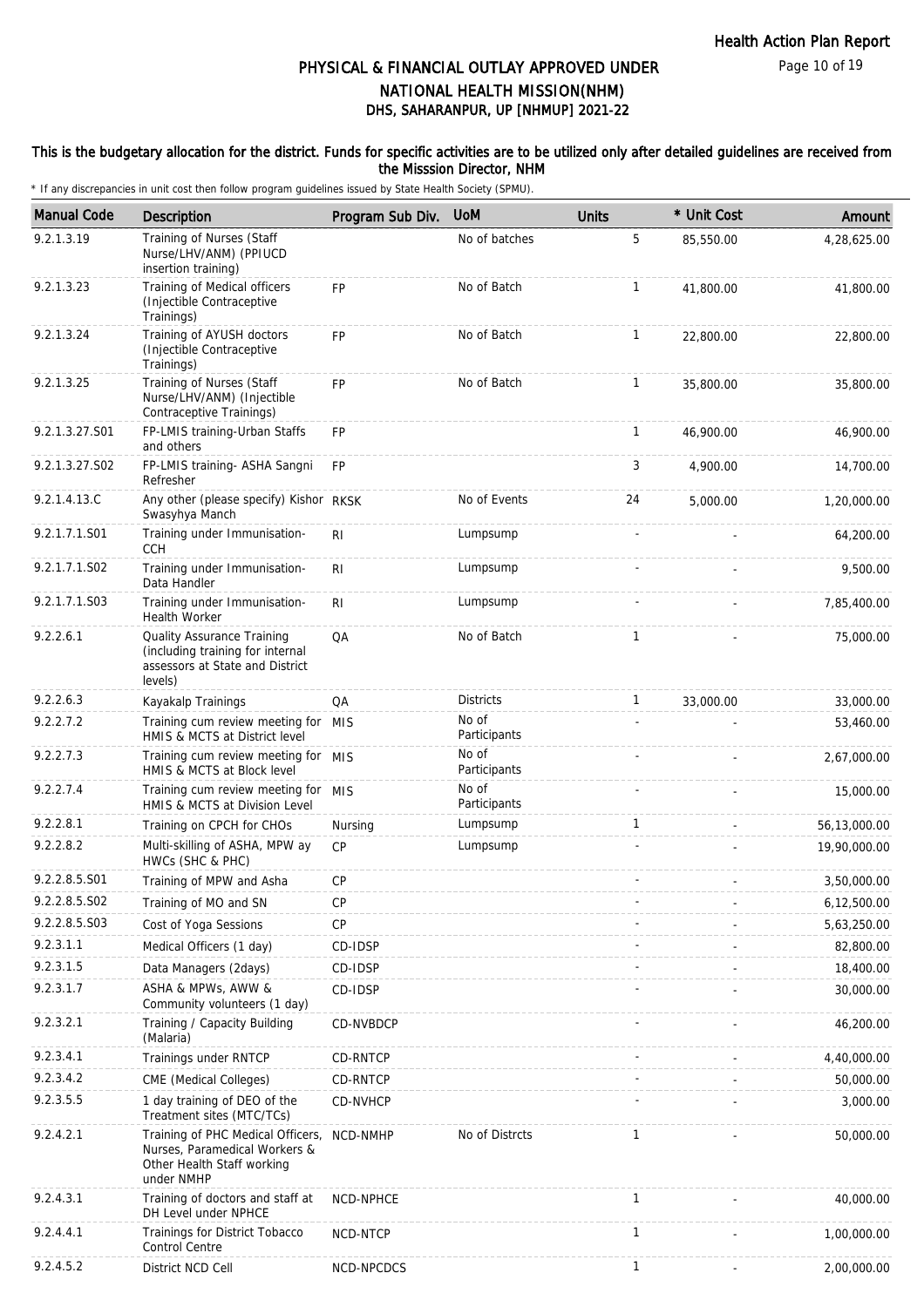# PHYSICAL & FINANCIAL OUTLAY APPROVED UNDER NATIONAL HEALTH MISSION(NHM)
## DHS, SAHARANPUR, UP [NHMUP] 2021-22

**This is the budgetary allocation for the district. Funds for specific activities are to be utilized only after detailed guidelines are received from the Misssion Director, NHM**

\* If any discrepancies in unit cost then follow program guidelines issued by State Health Society (SPMU).

| Manual Code | Description | Program Sub Div. | UoM | Units | * Unit Cost | Amount |
|---|---|---|---|---|---|---|
| 9.2.1.3.19 | Training of Nurses (Staff Nurse/LHV/ANM) (PPIUCD insertion training) | | No of batches | 5 | 85,550.00 | 4,28,625.00 |
| 9.2.1.3.23 | Training of Medical officers (Injectible Contraceptive Trainings) | FP | No of Batch | 1 | 41,800.00 | 41,800.00 |
| 9.2.1.3.24 | Training of AYUSH doctors (Injectible Contraceptive Trainings) | FP | No of Batch | 1 | 22,800.00 | 22,800.00 |
| 9.2.1.3.25 | Training of Nurses (Staff Nurse/LHV/ANM) (Injectible Contraceptive Trainings) | FP | No of Batch | 1 | 35,800.00 | 35,800.00 |
| 9.2.1.3.27.S01 | FP-LMIS training-Urban Staffs and others | FP | | 1 | 46,900.00 | 46,900.00 |
| 9.2.1.3.27.S02 | FP-LMIS training- ASHA Sangni Refresher | FP | | 3 | 4,900.00 | 14,700.00 |
| 9.2.1.4.13.C | Any other (please specify) Kishor Swasyhya Manch | RKSK | No of Events | 24 | 5,000.00 | 1,20,000.00 |
| 9.2.1.7.1.S01 | Training under Immunisation-CCH | RI | Lumpsump | - | - | 64,200.00 |
| 9.2.1.7.1.S02 | Training under Immunisation-Data Handler | RI | Lumpsump | - | - | 9,500.00 |
| 9.2.1.7.1.S03 | Training under Immunisation-Health Worker | RI | Lumpsump | - | - | 7,85,400.00 |
| 9.2.2.6.1 | Quality Assurance Training (including training for internal assessors at State and District levels) | QA | No of Batch | 1 | - | 75,000.00 |
| 9.2.2.6.3 | Kayakalp Trainings | QA | Districts | 1 | 33,000.00 | 33,000.00 |
| 9.2.2.7.2 | Training cum review meeting for HMIS & MCTS at District level | MIS | No of Participants | - | - | 53,460.00 |
| 9.2.2.7.3 | Training cum review meeting for HMIS & MCTS at Block level | MIS | No of Participants | - | - | 2,67,000.00 |
| 9.2.2.7.4 | Training cum review meeting for HMIS & MCTS at Division Level | MIS | No of Participants | - | - | 15,000.00 |
| 9.2.2.8.1 | Training on CPCH for CHOs | Nursing | Lumpsump | 1 | - | 56,13,000.00 |
| 9.2.2.8.2 | Multi-skilling of ASHA, MPW ay HWCs (SHC & PHC) | CP | Lumpsump | - | - | 19,90,000.00 |
| 9.2.2.8.5.S01 | Training of MPW and Asha | CP | | - | - | 3,50,000.00 |
| 9.2.2.8.5.S02 | Training of MO and SN | CP | | - | - | 6,12,500.00 |
| 9.2.2.8.5.S03 | Cost of Yoga Sessions | CP | | - | - | 5,63,250.00 |
| 9.2.3.1.1 | Medical Officers (1 day) | CD-IDSP | | - | - | 82,800.00 |
| 9.2.3.1.5 | Data Managers (2days) | CD-IDSP | | - | - | 18,400.00 |
| 9.2.3.1.7 | ASHA & MPWs, AWW & Community volunteers (1 day) | CD-IDSP | | - | - | 30,000.00 |
| 9.2.3.2.1 | Training / Capacity Building (Malaria) | CD-NVBDCP | | - | - | 46,200.00 |
| 9.2.3.4.1 | Trainings under RNTCP | CD-RNTCP | | - | - | 4,40,000.00 |
| 9.2.3.4.2 | CME (Medical Colleges) | CD-RNTCP | | - | - | 50,000.00 |
| 9.2.3.5.5 | 1 day training of DEO of the Treatment sites (MTC/TCs) | CD-NVHCP | | - | - | 3,000.00 |
| 9.2.4.2.1 | Training of PHC Medical Officers, Nurses, Paramedical Workers & Other Health Staff working under NMHP | NCD-NMHP | No of Distrcts | 1 | - | 50,000.00 |
| 9.2.4.3.1 | Training of doctors and staff at DH Level under NPHCE | NCD-NPHCE | | 1 | - | 40,000.00 |
| 9.2.4.4.1 | Trainings for District Tobacco Control Centre | NCD-NTCP | | 1 | - | 1,00,000.00 |
| 9.2.4.5.2 | District NCD Cell | NCD-NPCDCS | | 1 | - | 2,00,000.00 |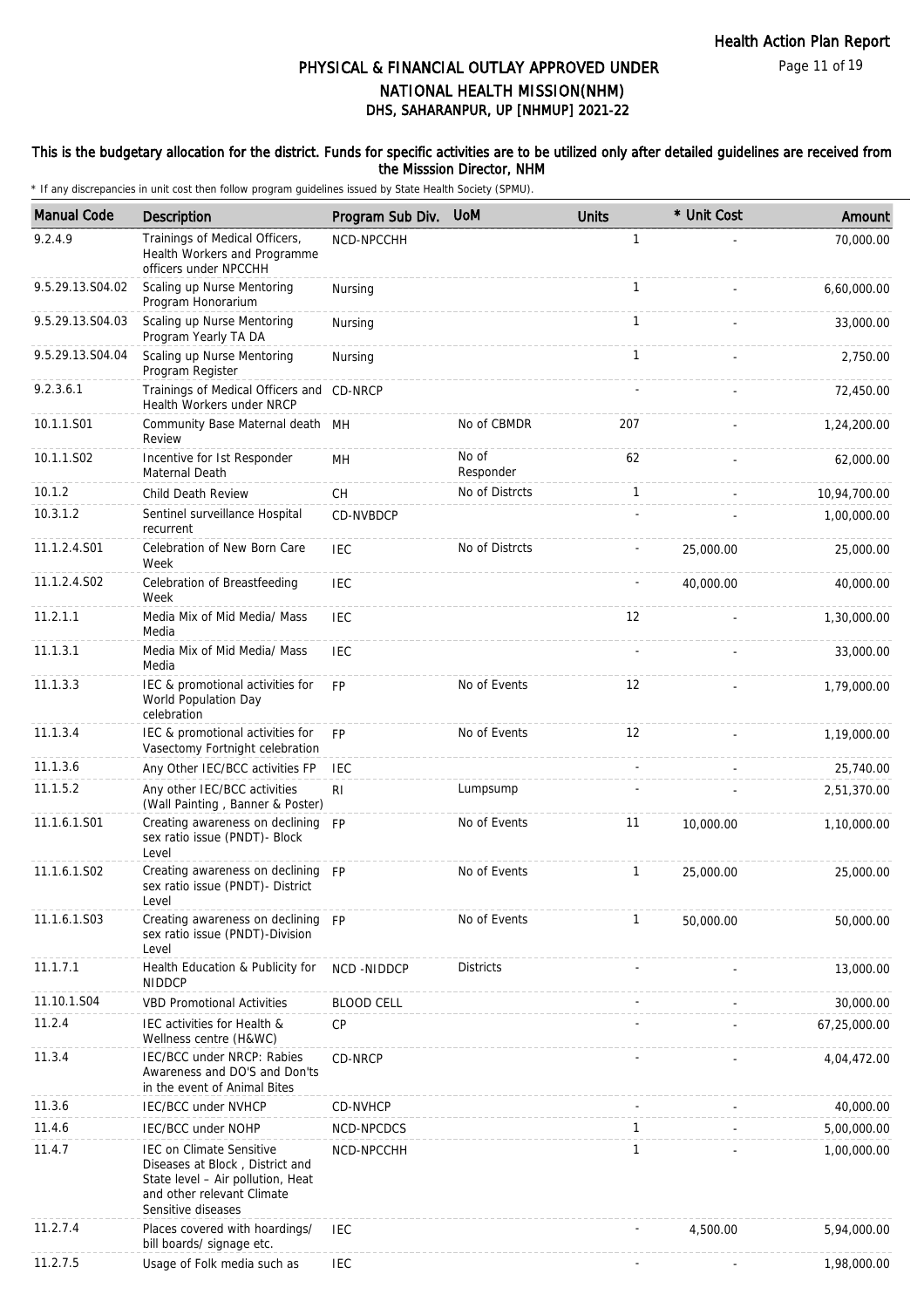# PHYSICAL & FINANCIAL OUTLAY APPROVED UNDER NATIONAL HEALTH MISSION(NHM)

## DHS, SAHARANPUR, UP [NHMUP] 2021-22

### This is the budgetary allocation for the district. Funds for specific activities are to be utilized only after detailed guidelines are received from the Misssion Director, NHM

\* If any discrepancies in unit cost then follow program guidelines issued by State Health Society (SPMU).

| Manual Code | Description | Program Sub Div. | UoM | Units | * Unit Cost | Amount |
|---|---|---|---|---|---|---|
| 9.2.4.9 | Trainings of Medical Officers, Health Workers and Programme officers under NPCCHH | NCD-NPCCHH | | 1 | - | 70,000.00 |
| 9.5.29.13.S04.02 | Scaling up Nurse Mentoring Program Honorarium | Nursing | | 1 | - | 6,60,000.00 |
| 9.5.29.13.S04.03 | Scaling up Nurse Mentoring Program Yearly TA DA | Nursing | | 1 | - | 33,000.00 |
| 9.5.29.13.S04.04 | Scaling up Nurse Mentoring Program Register | Nursing | | 1 | - | 2,750.00 |
| 9.2.3.6.1 | Trainings of Medical Officers and Health Workers under NRCP | CD-NRCP | | - | - | 72,450.00 |
| 10.1.1.S01 | Community Base Maternal death Review | MH | No of CBMDR | 207 | - | 1,24,200.00 |
| 10.1.1.S02 | Incentive for Ist Responder Maternal Death | MH | No of Responder | 62 | - | 62,000.00 |
| 10.1.2 | Child Death Review | CH | No of Distrcts | 1 | - | 10,94,700.00 |
| 10.3.1.2 | Sentinel surveillance Hospital recurrent | CD-NVBDCP | | - | - | 1,00,000.00 |
| 11.1.2.4.S01 | Celebration of New Born Care Week | IEC | No of Distrcts | - | 25,000.00 | 25,000.00 |
| 11.1.2.4.S02 | Celebration of Breastfeeding Week | IEC | | - | 40,000.00 | 40,000.00 |
| 11.2.1.1 | Media Mix of Mid Media/ Mass Media | IEC | | 12 | - | 1,30,000.00 |
| 11.1.3.1 | Media Mix of Mid Media/ Mass Media | IEC | | - | - | 33,000.00 |
| 11.1.3.3 | IEC & promotional activities for World Population Day celebration | FP | No of Events | 12 | - | 1,79,000.00 |
| 11.1.3.4 | IEC & promotional activities for Vasectomy Fortnight celebration | FP | No of Events | 12 | - | 1,19,000.00 |
| 11.1.3.6 | Any Other IEC/BCC activities FP | IEC | | - | - | 25,740.00 |
| 11.1.5.2 | Any other IEC/BCC activities (Wall Painting , Banner & Poster) | RI | Lumpsump | - | - | 2,51,370.00 |
| 11.1.6.1.S01 | Creating awareness on declining sex ratio issue (PNDT)- Block Level | FP | No of Events | 11 | 10,000.00 | 1,10,000.00 |
| 11.1.6.1.S02 | Creating awareness on declining sex ratio issue (PNDT)- District Level | FP | No of Events | 1 | 25,000.00 | 25,000.00 |
| 11.1.6.1.S03 | Creating awareness on declining sex ratio issue (PNDT)-Division Level | FP | No of Events | 1 | 50,000.00 | 50,000.00 |
| 11.1.7.1 | Health Education & Publicity for NIDDCP | NCD -NIDDCP | Districts | - | - | 13,000.00 |
| 11.10.1.S04 | VBD Promotional Activities | BLOOD CELL | | - | - | 30,000.00 |
| 11.2.4 | IEC activities for Health & Wellness centre (H&WC) | CP | | - | - | 67,25,000.00 |
| 11.3.4 | IEC/BCC under NRCP: Rabies Awareness and DO'S and Don'ts in the event of Animal Bites | CD-NRCP | | - | - | 4,04,472.00 |
| 11.3.6 | IEC/BCC under NVHCP | CD-NVHCP | | - | - | 40,000.00 |
| 11.4.6 | IEC/BCC under NOHP | NCD-NPCDCS | | 1 | - | 5,00,000.00 |
| 11.4.7 | IEC on Climate Sensitive Diseases at Block , District and State level – Air pollution, Heat and other relevant Climate Sensitive diseases | NCD-NPCCHH | | 1 | - | 1,00,000.00 |
| 11.2.7.4 | Places covered with hoardings/ bill boards/ signage etc. | IEC | | - | 4,500.00 | 5,94,000.00 |
| 11.2.7.5 | Usage of Folk media such as | IEC | | - | - | 1,98,000.00 |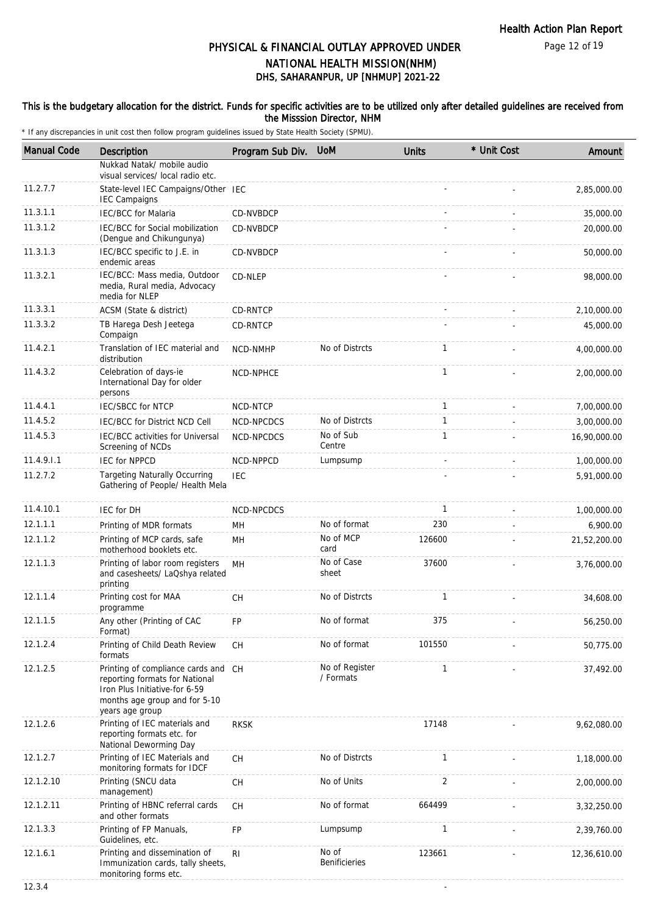# PHYSICAL & FINANCIAL OUTLAY APPROVED UNDER NATIONAL HEALTH MISSION(NHM)
## DHS, SAHARANPUR, UP [NHMUP] 2021-22

**This is the budgetary allocation for the district. Funds for specific activities are to be utilized only after detailed guidelines are received from the Misssion Director, NHM**

\* If any discrepancies in unit cost then follow program guidelines issued by State Health Society (SPMU).

| Manual Code | Description | Program Sub Div. | UoM | Units | * Unit Cost | Amount |
|---|---|---|---|---|---|---|
| | Nukkad Natak/ mobile audio visual services/ local radio etc. | | | | | |
| 11.2.7.7 | State-level IEC Campaigns/Other IEC Campaigns | IEC | | - | - | 2,85,000.00 |
| 11.3.1.1 | IEC/BCC for Malaria | CD-NVBDCP | | - | - | 35,000.00 |
| 11.3.1.2 | IEC/BCC for Social mobilization (Dengue and Chikungunya) | CD-NVBDCP | | - | - | 20,000.00 |
| 11.3.1.3 | IEC/BCC specific to J.E. in endemic areas | CD-NVBDCP | | - | - | 50,000.00 |
| 11.3.2.1 | IEC/BCC: Mass media, Outdoor media, Rural media, Advocacy media for NLEP | CD-NLEP | | - | - | 98,000.00 |
| 11.3.3.1 | ACSM (State & district) | CD-RNTCP | | - | - | 2,10,000.00 |
| 11.3.3.2 | TB Harega Desh Jeetega Compaign | CD-RNTCP | | - | - | 45,000.00 |
| 11.4.2.1 | Translation of IEC material and distribution | NCD-NMHP | No of Distrcts | 1 | - | 4,00,000.00 |
| 11.4.3.2 | Celebration of days-ie International Day for older persons | NCD-NPHCE | | 1 | - | 2,00,000.00 |
| 11.4.4.1 | IEC/SBCC for NTCP | NCD-NTCP | | 1 | - | 7,00,000.00 |
| 11.4.5.2 | IEC/BCC for District NCD Cell | NCD-NPCDCS | No of Distrcts | 1 | - | 3,00,000.00 |
| 11.4.5.3 | IEC/BCC activities for Universal Screening of NCDs | NCD-NPCDCS | No of Sub Centre | 1 | - | 16,90,000.00 |
| 11.4.9.I.1 | IEC for NPPCD | NCD-NPPCD | Lumpsump | - | - | 1,00,000.00 |
| 11.2.7.2 | Targeting Naturally Occurring Gathering of People/ Health Mela | IEC | | - | - | 5,91,000.00 |
| 11.4.10.1 | IEC for DH | NCD-NPCDCS | | 1 | - | 1,00,000.00 |
| 12.1.1.1 | Printing of MDR formats | MH | No of format | 230 | - | 6,900.00 |
| 12.1.1.2 | Printing of MCP cards, safe motherhood booklets etc. | MH | No of MCP card | 126600 | - | 21,52,200.00 |
| 12.1.1.3 | Printing of labor room registers and casesheets/ LaQshya related printing | MH | No of Case sheet | 37600 | - | 3,76,000.00 |
| 12.1.1.4 | Printing cost for MAA programme | CH | No of Distrcts | 1 | - | 34,608.00 |
| 12.1.1.5 | Any other (Printing of CAC Format) | FP | No of format | 375 | - | 56,250.00 |
| 12.1.2.4 | Printing of Child Death Review formats | CH | No of format | 101550 | - | 50,775.00 |
| 12.1.2.5 | Printing of compliance cards and reporting formats for National Iron Plus Initiative-for 6-59 months age group and for 5-10 years age group | CH | No of Register / Formats | 1 | - | 37,492.00 |
| 12.1.2.6 | Printing of IEC materials and reporting formats etc. for National Deworming Day | RKSK | | 17148 | - | 9,62,080.00 |
| 12.1.2.7 | Printing of IEC Materials and monitoring formats for IDCF | CH | No of Distrcts | 1 | - | 1,18,000.00 |
| 12.1.2.10 | Printing (SNCU data management) | CH | No of Units | 2 | - | 2,00,000.00 |
| 12.1.2.11 | Printing of HBNC referral cards and other formats | CH | No of format | 664499 | - | 3,32,250.00 |
| 12.1.3.3 | Printing of FP Manuals, Guidelines, etc. | FP | Lumpsump | 1 | - | 2,39,760.00 |
| 12.1.6.1 | Printing and dissemination of Immunization cards, tally sheets, monitoring forms etc. | RI | No of Benificieries | 123661 | - | 12,36,610.00 |
| 12.3.4 | | | | - | | |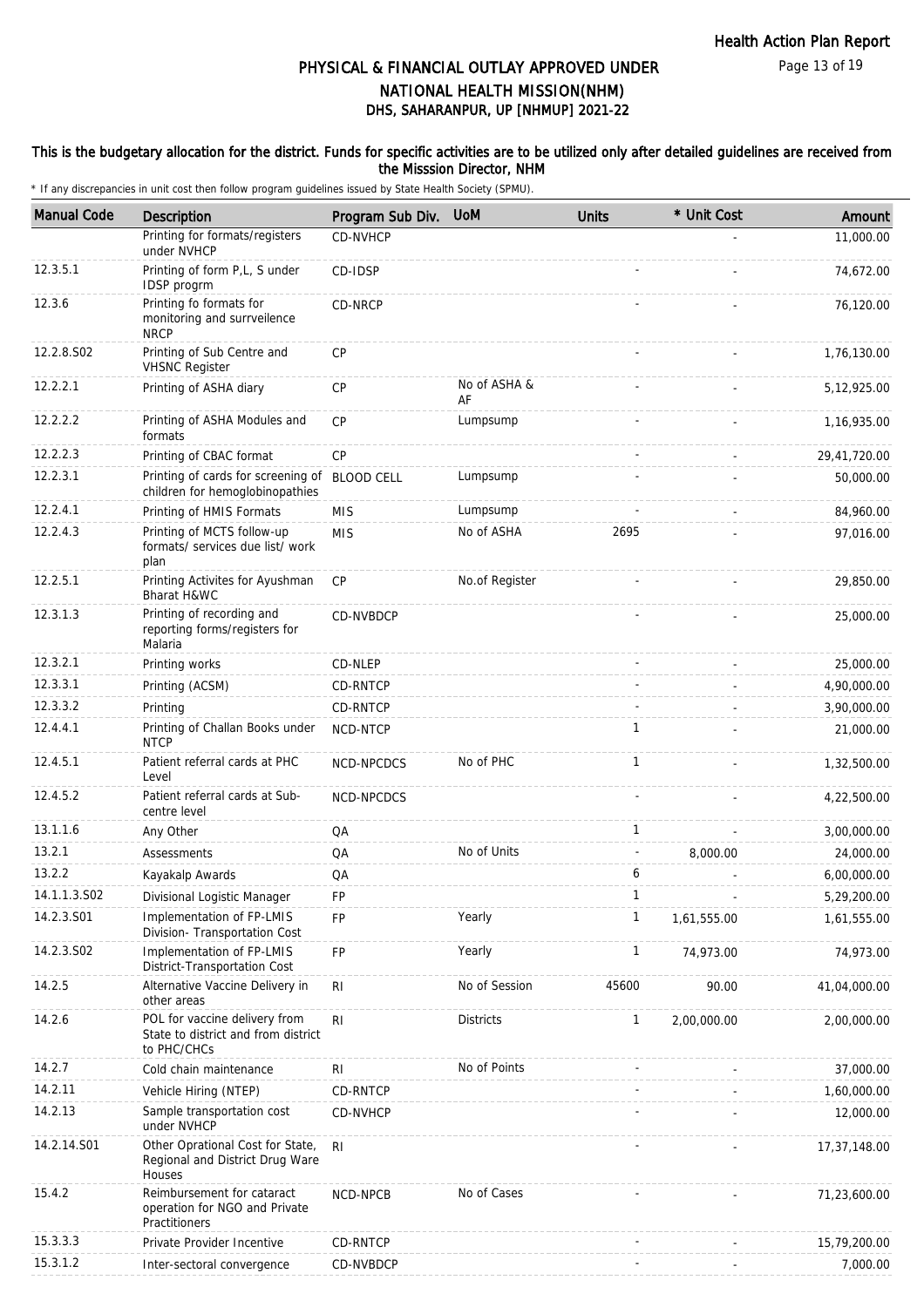# PHYSICAL & FINANCIAL OUTLAY APPROVED UNDER NATIONAL HEALTH MISSION(NHM)
## DHS, SAHARANPUR, UP [NHMUP] 2021-22

**This is the budgetary allocation for the district. Funds for specific activities are to be utilized only after detailed guidelines are received from the Misssion Director, NHM**

\* If any discrepancies in unit cost then follow program guidelines issued by State Health Society (SPMU).

| Manual Code | Description | Program Sub Div. | UoM | Units | * Unit Cost | Amount |
|---|---|---|---|---|---|---|
| | Printing for formats/registers under NVHCP | CD-NVHCP | | | - | 11,000.00 |
| 12.3.5.1 | Printing of form P,L, S under IDSP progrm | CD-IDSP | | - | - | 74,672.00 |
| 12.3.6 | Printing fo formats for monitoring and surrveilence NRCP | CD-NRCP | | - | - | 76,120.00 |
| 12.2.8.S02 | Printing of Sub Centre and VHSNC Register | CP | | - | - | 1,76,130.00 |
| 12.2.2.1 | Printing of ASHA diary | CP | No of ASHA & AF | - | - | 5,12,925.00 |
| 12.2.2.2 | Printing of ASHA Modules and formats | CP | Lumpsump | - | - | 1,16,935.00 |
| 12.2.2.3 | Printing of CBAC format | CP | | - | - | 29,41,720.00 |
| 12.2.3.1 | Printing of cards for screening of children for hemoglobinopathies | BLOOD CELL | Lumpsump | - | - | 50,000.00 |
| 12.2.4.1 | Printing of HMIS Formats | MIS | Lumpsump | - | - | 84,960.00 |
| 12.2.4.3 | Printing of MCTS follow-up formats/ services due list/ work plan | MIS | No of ASHA | 2695 | - | 97,016.00 |
| 12.2.5.1 | Printing Activites for Ayushman Bharat H&WC | CP | No.of Register | - | - | 29,850.00 |
| 12.3.1.3 | Printing of recording and reporting forms/registers for Malaria | CD-NVBDCP | | - | - | 25,000.00 |
| 12.3.2.1 | Printing works | CD-NLEP | | - | - | 25,000.00 |
| 12.3.3.1 | Printing (ACSM) | CD-RNTCP | | - | - | 4,90,000.00 |
| 12.3.3.2 | Printing | CD-RNTCP | | - | - | 3,90,000.00 |
| 12.4.4.1 | Printing of Challan Books under NTCP | NCD-NTCP | | 1 | - | 21,000.00 |
| 12.4.5.1 | Patient referral cards at PHC Level | NCD-NPCDCS | No of PHC | 1 | - | 1,32,500.00 |
| 12.4.5.2 | Patient referral cards at Sub-centre level | NCD-NPCDCS | | - | - | 4,22,500.00 |
| 13.1.1.6 | Any Other | QA | | 1 | - | 3,00,000.00 |
| 13.2.1 | Assessments | QA | No of Units | - | 8,000.00 | 24,000.00 |
| 13.2.2 | Kayakalp Awards | QA | | 6 | - | 6,00,000.00 |
| 14.1.1.3.S02 | Divisional Logistic Manager | FP | | 1 | - | 5,29,200.00 |
| 14.2.3.S01 | Implementation of FP-LMIS Division- Transportation Cost | FP | Yearly | 1 | 1,61,555.00 | 1,61,555.00 |
| 14.2.3.S02 | Implementation of FP-LMIS District-Transportation Cost | FP | Yearly | 1 | 74,973.00 | 74,973.00 |
| 14.2.5 | Alternative Vaccine Delivery in other areas | RI | No of Session | 45600 | 90.00 | 41,04,000.00 |
| 14.2.6 | POL for vaccine delivery from State to district and from district to PHC/CHCs | RI | Districts | 1 | 2,00,000.00 | 2,00,000.00 |
| 14.2.7 | Cold chain maintenance | RI | No of Points | - | - | 37,000.00 |
| 14.2.11 | Vehicle Hiring (NTEP) | CD-RNTCP | | - | - | 1,60,000.00 |
| 14.2.13 | Sample transportation cost under NVHCP | CD-NVHCP | | - | - | 12,000.00 |
| 14.2.14.S01 | Other Oprational Cost for State, Regional and District Drug Ware Houses | RI | | - | - | 17,37,148.00 |
| 15.4.2 | Reimbursement for cataract operation for NGO and Private Practitioners | NCD-NPCB | No of Cases | - | - | 71,23,600.00 |
| 15.3.3.3 | Private Provider Incentive | CD-RNTCP | | - | - | 15,79,200.00 |
| 15.3.1.2 | Inter-sectoral convergence | CD-NVBDCP | | - | - | 7,000.00 |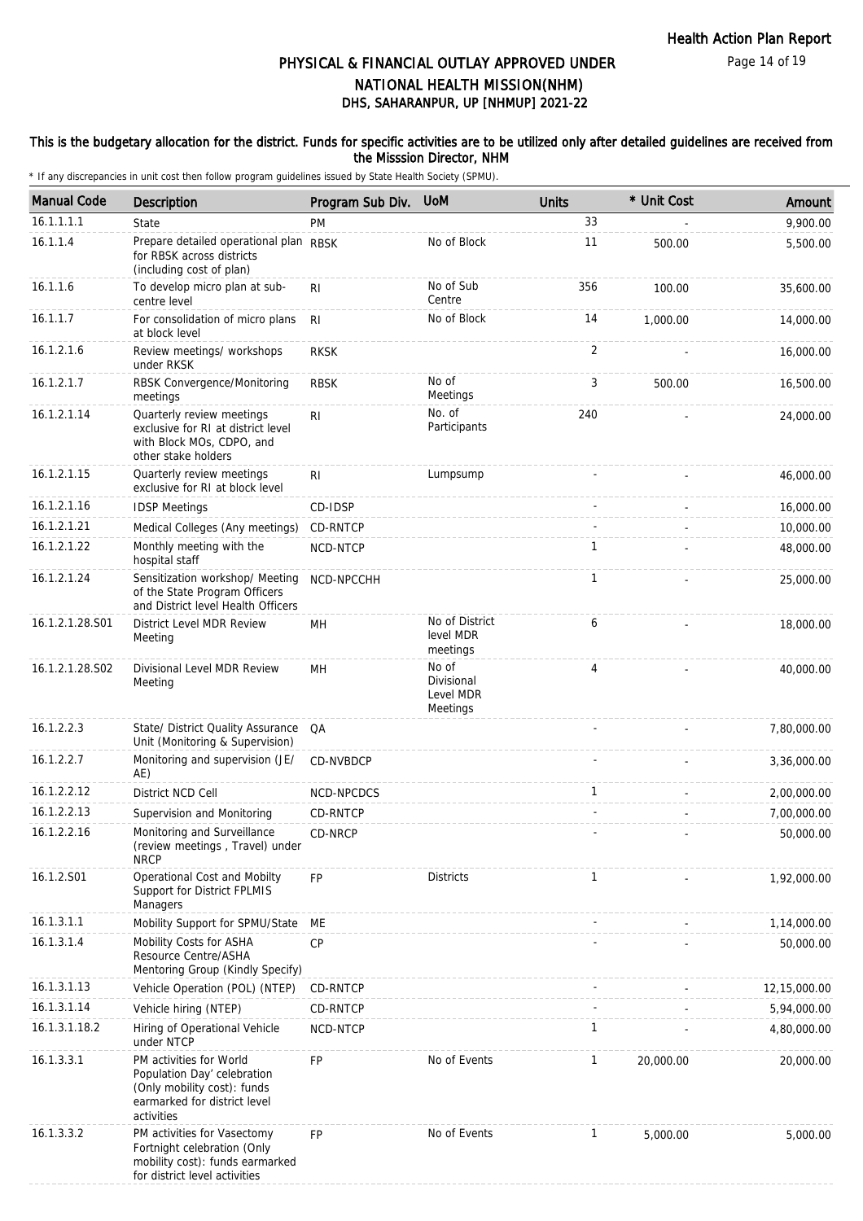# PHYSICAL & FINANCIAL OUTLAY APPROVED UNDER NATIONAL HEALTH MISSION(NHM)
## DHS, SAHARANPUR, UP [NHMUP] 2021-22

**This is the budgetary allocation for the district. Funds for specific activities are to be utilized only after detailed guidelines are received from the Misssion Director, NHM**

\* If any discrepancies in unit cost then follow program guidelines issued by State Health Society (SPMU).

| Manual Code | Description | Program Sub Div. | UoM | Units | * Unit Cost | Amount |
|---|---|---|---|---|---|---|
| 16.1.1.1.1 | State | PM | | 33 | - | 9,900.00 |
| 16.1.1.4 | Prepare detailed operational plan for RBSK across districts (including cost of plan) | RBSK | No of Block | 11 | 500.00 | 5,500.00 |
| 16.1.1.6 | To develop micro plan at sub-centre level | RI | No of Sub Centre | 356 | 100.00 | 35,600.00 |
| 16.1.1.7 | For consolidation of micro plans at block level | RI | No of Block | 14 | 1,000.00 | 14,000.00 |
| 16.1.2.1.6 | Review meetings/ workshops under RKSK | RKSK | | 2 | - | 16,000.00 |
| 16.1.2.1.7 | RBSK Convergence/Monitoring meetings | RBSK | No of Meetings | 3 | 500.00 | 16,500.00 |
| 16.1.2.1.14 | Quarterly review meetings exclusive for RI at district level with Block MOs, CDPO, and other stake holders | RI | No. of Participants | 240 | - | 24,000.00 |
| 16.1.2.1.15 | Quarterly review meetings exclusive for RI at block level | RI | Lumpsump | - | - | 46,000.00 |
| 16.1.2.1.16 | IDSP Meetings | CD-IDSP | | - | - | 16,000.00 |
| 16.1.2.1.21 | Medical Colleges (Any meetings) | CD-RNTCP | | - | - | 10,000.00 |
| 16.1.2.1.22 | Monthly meeting with the hospital staff | NCD-NTCP | | 1 | - | 48,000.00 |
| 16.1.2.1.24 | Sensitization workshop/ Meeting of the State Program Officers and District level Health Officers | NCD-NPCCHH | | 1 | - | 25,000.00 |
| 16.1.2.1.28.S01 | District Level MDR Review Meeting | MH | No of District level MDR meetings | 6 | - | 18,000.00 |
| 16.1.2.1.28.S02 | Divisional Level MDR Review Meeting | MH | No of Divisional Level MDR Meetings | 4 | - | 40,000.00 |
| 16.1.2.2.3 | State/ District Quality Assurance Unit (Monitoring & Supervision) | QA | | - | - | 7,80,000.00 |
| 16.1.2.2.7 | Monitoring and supervision (JE/ AE) | CD-NVBDCP | | - | - | 3,36,000.00 |
| 16.1.2.2.12 | District NCD Cell | NCD-NPCDCS | | 1 | - | 2,00,000.00 |
| 16.1.2.2.13 | Supervision and Monitoring | CD-RNTCP | | - | - | 7,00,000.00 |
| 16.1.2.2.16 | Monitoring and Surveillance (review meetings , Travel) under NRCP | CD-NRCP | | - | - | 50,000.00 |
| 16.1.2.S01 | Operational Cost and Mobilty Support for District FPLMIS Managers | FP | Districts | 1 | - | 1,92,000.00 |
| 16.1.3.1.1 | Mobility Support for SPMU/State | ME | | - | - | 1,14,000.00 |
| 16.1.3.1.4 | Mobility Costs for ASHA Resource Centre/ASHA Mentoring Group (Kindly Specify) | CP | | - | - | 50,000.00 |
| 16.1.3.1.13 | Vehicle Operation (POL) (NTEP) | CD-RNTCP | | - | - | 12,15,000.00 |
| 16.1.3.1.14 | Vehicle hiring (NTEP) | CD-RNTCP | | - | - | 5,94,000.00 |
| 16.1.3.1.18.2 | Hiring of Operational Vehicle under NTCP | NCD-NTCP | | 1 | - | 4,80,000.00 |
| 16.1.3.3.1 | PM activities for World Population Day' celebration (Only mobility cost): funds earmarked for district level activities | FP | No of Events | 1 | 20,000.00 | 20,000.00 |
| 16.1.3.3.2 | PM activities for Vasectomy Fortnight celebration (Only mobility cost): funds earmarked for district level activities | FP | No of Events | 1 | 5,000.00 | 5,000.00 |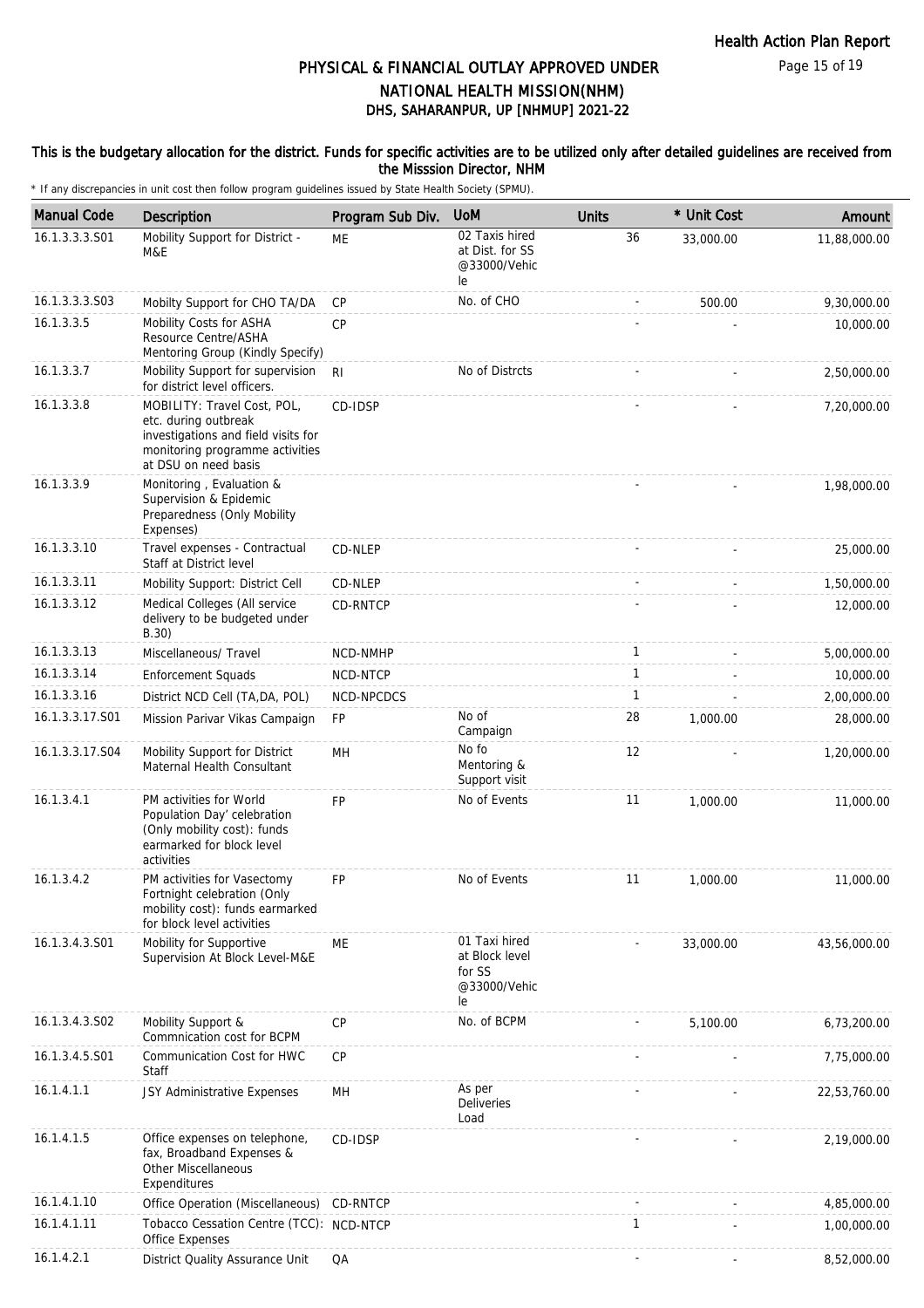# PHYSICAL & FINANCIAL OUTLAY APPROVED UNDER NATIONAL HEALTH MISSION(NHM)

## DHS, SAHARANPUR, UP [NHMUP] 2021-22

**This is the budgetary allocation for the district. Funds for specific activities are to be utilized only after detailed guidelines are received from the Misssion Director, NHM**

\* If any discrepancies in unit cost then follow program guidelines issued by State Health Society (SPMU).

| Manual Code | Description | Program Sub Div. | UoM | Units | * Unit Cost | Amount |
|---|---|---|---|---|---|---|
| 16.1.3.3.3.S01 | Mobility Support for District - M&E | ME | 02 Taxis hired at Dist. for SS @33000/Vehicle | 36 | 33,000.00 | 11,88,000.00 |
| 16.1.3.3.3.S03 | Mobilty Support for CHO TA/DA | CP | No. of CHO | - | 500.00 | 9,30,000.00 |
| 16.1.3.3.5 | Mobility Costs for ASHA Resource Centre/ASHA Mentoring Group (Kindly Specify) | CP | | - | - | 10,000.00 |
| 16.1.3.3.7 | Mobility Support for supervision for district level officers. | RI | No of Distrcts | - | - | 2,50,000.00 |
| 16.1.3.3.8 | MOBILITY: Travel Cost, POL, etc. during outbreak investigations and field visits for monitoring programme activities at DSU on need basis | CD-IDSP | | - | - | 7,20,000.00 |
| 16.1.3.3.9 | Monitoring , Evaluation & Supervision & Epidemic Preparedness (Only Mobility Expenses) | | | - | - | 1,98,000.00 |
| 16.1.3.3.10 | Travel expenses - Contractual Staff at District level | CD-NLEP | | - | - | 25,000.00 |
| 16.1.3.3.11 | Mobility Support: District Cell | CD-NLEP | | - | - | 1,50,000.00 |
| 16.1.3.3.12 | Medical Colleges (All service delivery to be budgeted under B.30) | CD-RNTCP | | - | - | 12,000.00 |
| 16.1.3.3.13 | Miscellaneous/ Travel | NCD-NMHP | | 1 | - | 5,00,000.00 |
| 16.1.3.3.14 | Enforcement Squads | NCD-NTCP | | 1 | - | 10,000.00 |
| 16.1.3.3.16 | District NCD Cell (TA,DA, POL) | NCD-NPCDCS | | 1 | - | 2,00,000.00 |
| 16.1.3.3.17.S01 | Mission Parivar Vikas Campaign | FP | No of Campaign | 28 | 1,000.00 | 28,000.00 |
| 16.1.3.3.17.S04 | Mobility Support for District Maternal Health Consultant | MH | No fo Mentoring & Support visit | 12 | - | 1,20,000.00 |
| 16.1.3.4.1 | PM activities for World Population Day' celebration (Only mobility cost): funds earmarked for block level activities | FP | No of Events | 11 | 1,000.00 | 11,000.00 |
| 16.1.3.4.2 | PM activities for Vasectomy Fortnight celebration (Only mobility cost): funds earmarked for block level activities | FP | No of Events | 11 | 1,000.00 | 11,000.00 |
| 16.1.3.4.3.S01 | Mobility for Supportive Supervision At Block Level-M&E | ME | 01 Taxi hired at Block level for SS @33000/Vehicle | - | 33,000.00 | 43,56,000.00 |
| 16.1.3.4.3.S02 | Mobility Support & Commnication cost for BCPM | CP | No. of BCPM | - | 5,100.00 | 6,73,200.00 |
| 16.1.3.4.5.S01 | Communication Cost for HWC Staff | CP | | - | - | 7,75,000.00 |
| 16.1.4.1.1 | JSY Administrative Expenses | MH | As per Deliveries Load | - | - | 22,53,760.00 |
| 16.1.4.1.5 | Office expenses on telephone, fax, Broadband Expenses & Other Miscellaneous Expenditures | CD-IDSP | | - | - | 2,19,000.00 |
| 16.1.4.1.10 | Office Operation (Miscellaneous) | CD-RNTCP | | - | - | 4,85,000.00 |
| 16.1.4.1.11 | Tobacco Cessation Centre (TCC): Office Expenses | NCD-NTCP | | 1 | - | 1,00,000.00 |
| 16.1.4.2.1 | District Quality Assurance Unit | QA | | - | - | 8,52,000.00 |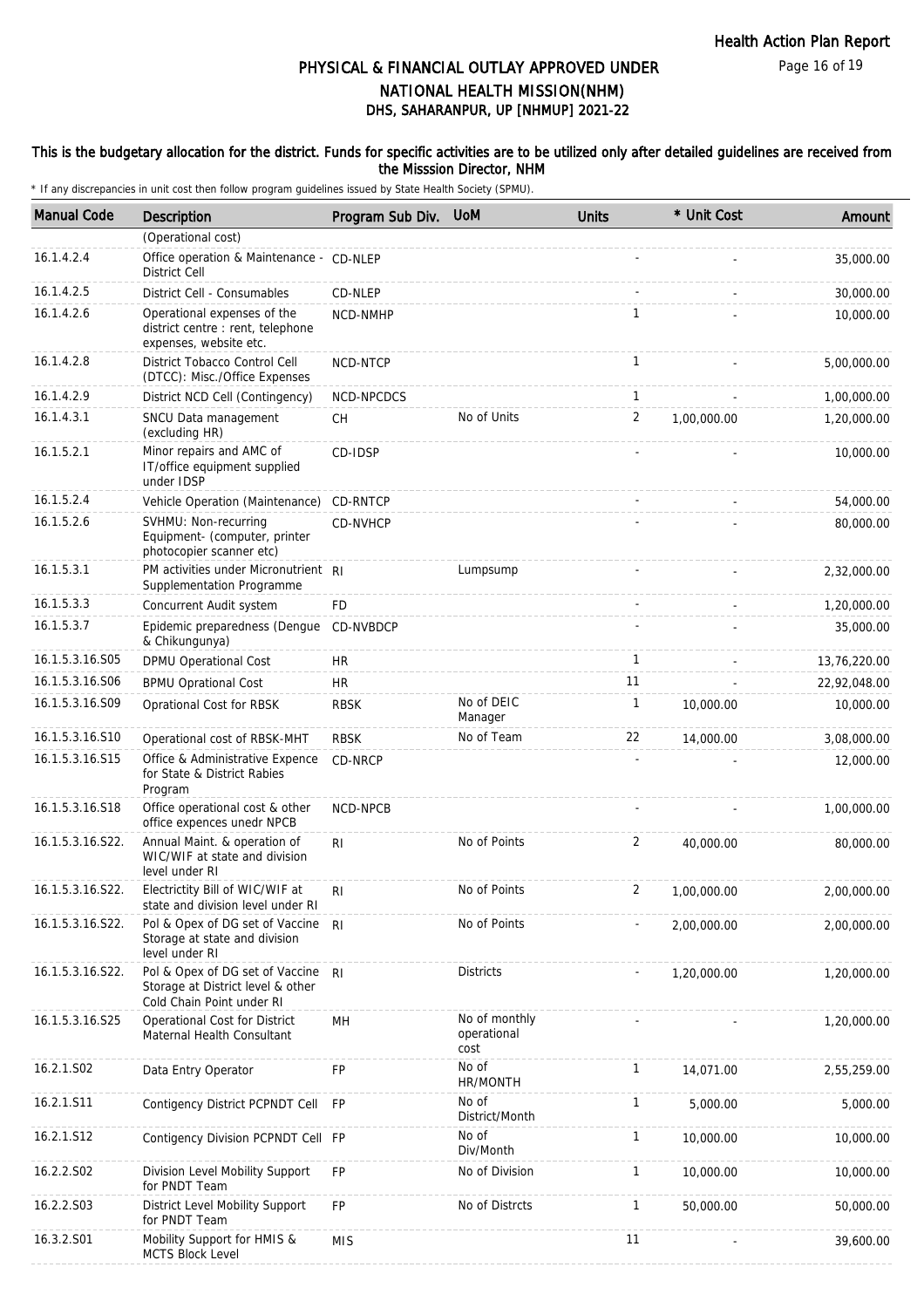# PHYSICAL & FINANCIAL OUTLAY APPROVED UNDER NATIONAL HEALTH MISSION(NHM)

## DHS, SAHARANPUR, UP [NHMUP] 2021-22

**This is the budgetary allocation for the district. Funds for specific activities are to be utilized only after detailed guidelines are received from the Misssion Director, NHM**

\* If any discrepancies in unit cost then follow program guidelines issued by State Health Society (SPMU).

| Manual Code | Description | Program Sub Div. | UoM | Units | * Unit Cost | Amount |
|---|---|---|---|---|---|---|
| | (Operational cost) | | | | | |
| 16.1.4.2.4 | Office operation & Maintenance - District Cell | CD-NLEP | | - | - | 35,000.00 |
| 16.1.4.2.5 | District Cell - Consumables | CD-NLEP | | - | - | 30,000.00 |
| 16.1.4.2.6 | Operational expenses of the district centre : rent, telephone expenses, website etc. | NCD-NMHP | | 1 | - | 10,000.00 |
| 16.1.4.2.8 | District Tobacco Control Cell (DTCC): Misc./Office Expenses | NCD-NTCP | | 1 | - | 5,00,000.00 |
| 16.1.4.2.9 | District NCD Cell (Contingency) | NCD-NPCDCS | | 1 | - | 1,00,000.00 |
| 16.1.4.3.1 | SNCU Data management (excluding HR) | CH | No of Units | 2 | 1,00,000.00 | 1,20,000.00 |
| 16.1.5.2.1 | Minor repairs and AMC of IT/office equipment supplied under IDSP | CD-IDSP | | - | - | 10,000.00 |
| 16.1.5.2.4 | Vehicle Operation (Maintenance) | CD-RNTCP | | - | - | 54,000.00 |
| 16.1.5.2.6 | SVHMU: Non-recurring Equipment- (computer, printer photocopier scanner etc) | CD-NVHCP | | - | - | 80,000.00 |
| 16.1.5.3.1 | PM activities under Micronutrient Supplementation Programme | RI | Lumpsump | - | - | 2,32,000.00 |
| 16.1.5.3.3 | Concurrent Audit system | FD | | - | - | 1,20,000.00 |
| 16.1.5.3.7 | Epidemic preparedness (Dengue & Chikungunya) | CD-NVBDCP | | - | - | 35,000.00 |
| 16.1.5.3.16.S05 | DPMU Operational Cost | HR | | 1 | - | 13,76,220.00 |
| 16.1.5.3.16.S06 | BPMU Oprational Cost | HR | | 11 | - | 22,92,048.00 |
| 16.1.5.3.16.S09 | Oprational Cost for RBSK | RBSK | No of DEIC Manager | 1 | 10,000.00 | 10,000.00 |
| 16.1.5.3.16.S10 | Operational cost of RBSK-MHT | RBSK | No of Team | 22 | 14,000.00 | 3,08,000.00 |
| 16.1.5.3.16.S15 | Office & Administrative Expence for State & District Rabies Program | CD-NRCP | | - | - | 12,000.00 |
| 16.1.5.3.16.S18 | Office operational cost & other office expences unedr NPCB | NCD-NPCB | | - | - | 1,00,000.00 |
| 16.1.5.3.16.S22. | Annual Maint. & operation of WIC/WIF at state and division level under RI | RI | No of Points | 2 | 40,000.00 | 80,000.00 |
| 16.1.5.3.16.S22. | Electrictity Bill of WIC/WIF at state and division level under RI | RI | No of Points | 2 | 1,00,000.00 | 2,00,000.00 |
| 16.1.5.3.16.S22. | Pol & Opex of DG set of Vaccine Storage at state and division level under RI | RI | No of Points | - | 2,00,000.00 | 2,00,000.00 |
| 16.1.5.3.16.S22. | Pol & Opex of DG set of Vaccine Storage at District level & other Cold Chain Point under RI | RI | Districts | - | 1,20,000.00 | 1,20,000.00 |
| 16.1.5.3.16.S25 | Operational Cost for District Maternal Health Consultant | MH | No of monthly operational cost | - | - | 1,20,000.00 |
| 16.2.1.S02 | Data Entry Operator | FP | No of HR/MONTH | 1 | 14,071.00 | 2,55,259.00 |
| 16.2.1.S11 | Contigency District PCPNDT Cell | FP | No of District/Month | 1 | 5,000.00 | 5,000.00 |
| 16.2.1.S12 | Contigency Division PCPNDT Cell | FP | No of Div/Month | 1 | 10,000.00 | 10,000.00 |
| 16.2.2.S02 | Division Level Mobility Support for PNDT Team | FP | No of Division | 1 | 10,000.00 | 10,000.00 |
| 16.2.2.S03 | District Level Mobility Support for PNDT Team | FP | No of Distrcts | 1 | 50,000.00 | 50,000.00 |
| 16.3.2.S01 | Mobility Support for HMIS & MCTS Block Level | MIS | | 11 | - | 39,600.00 |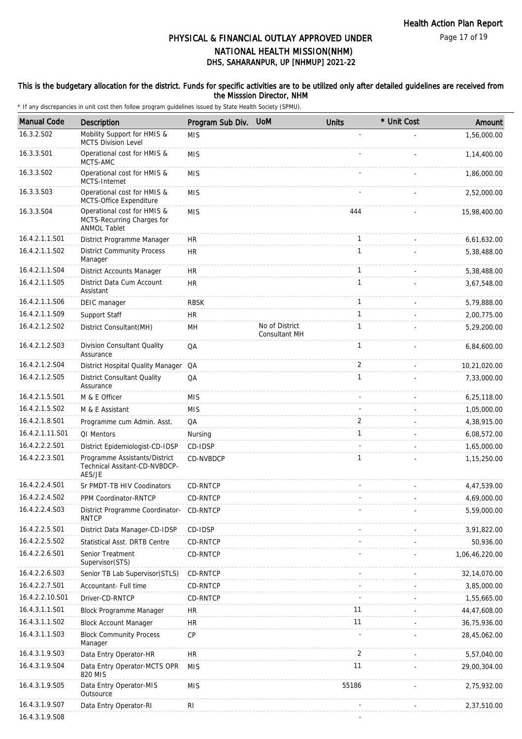# PHYSICAL & FINANCIAL OUTLAY APPROVED UNDER NATIONAL HEALTH MISSION(NHM)

## DHS, SAHARANPUR, UP [NHMUP] 2021-22

### This is the budgetary allocation for the district. Funds for specific activities are to be utilized only after detailed guidelines are received from the Misssion Director, NHM

\* If any discrepancies in unit cost then follow program guidelines issued by State Health Society (SPMU).

| Manual Code | Description | Program Sub Div. | UoM | Units | * Unit Cost | Amount |
|---|---|---|---|---|---|---|
| 16.3.2.S02 | Mobility Support for HMIS & MCTS Division Level | MIS | | - | - | 1,56,000.00 |
| 16.3.3.S01 | Operational cost for HMIS & MCTS-AMC | MIS | | - | - | 1,14,400.00 |
| 16.3.3.S02 | Operational cost for HMIS & MCTS-Internet | MIS | | - | - | 1,86,000.00 |
| 16.3.3.S03 | Operational cost for HMIS & MCTS-Office Expenditure | MIS | | - | - | 2,52,000.00 |
| 16.3.3.S04 | Operational cost for HMIS & MCTS-Recurring Charges for ANMOL Tablet | MIS | | 444 | - | 15,98,400.00 |
| 16.4.2.1.1.S01 | District Programme Manager | HR | | 1 | - | 6,61,632.00 |
| 16.4.2.1.1.S02 | District Community Process Manager | HR | | 1 | - | 5,38,488.00 |
| 16.4.2.1.1.S04 | District Accounts Manager | HR | | 1 | - | 5,38,488.00 |
| 16.4.2.1.1.S05 | District Data Cum Account Assistant | HR | | 1 | - | 3,67,548.00 |
| 16.4.2.1.1.S06 | DEIC manager | RBSK | | 1 | - | 5,79,888.00 |
| 16.4.2.1.1.S09 | Support Staff | HR | | 1 | - | 2,00,775.00 |
| 16.4.2.1.2.S02 | District Consultant(MH) | MH | No of District Consultant MH | 1 | - | 5,29,200.00 |
| 16.4.2.1.2.S03 | Division Consultant Quality Assurance | QA | | 1 | - | 6,84,600.00 |
| 16.4.2.1.2.S04 | District Hospital Quality Manager | QA | | 2 | - | 10,21,020.00 |
| 16.4.2.1.2.S05 | District Consultant Quality Assurance | QA | | 1 | - | 7,33,000.00 |
| 16.4.2.1.5.S01 | M & E Officer | MIS | | - | - | 6,25,118.00 |
| 16.4.2.1.5.S02 | M & E Assistant | MIS | | - | - | 1,05,000.00 |
| 16.4.2.1.8.S01 | Programme cum Admin. Asst. | QA | | 2 | - | 4,38,915.00 |
| 16.4.2.1.11.S01 | QI Mentors | Nursing | | 1 | - | 6,08,572.00 |
| 16.4.2.2.2.S01 | District Epidemiologist-CD-IDSP | CD-IDSP | | - | - | 1,65,000.00 |
| 16.4.2.2.3.S01 | Programme Assistants/District Technical Assitant-CD-NVBDCP-AES/JE | CD-NVBDCP | | 1 | - | 1,15,250.00 |
| 16.4.2.2.4.S01 | Sr PMDT-TB HIV Coodinators | CD-RNTCP | | - | - | 4,47,539.00 |
| 16.4.2.2.4.S02 | PPM Coordinator-RNTCP | CD-RNTCP | | - | - | 4,69,000.00 |
| 16.4.2.2.4.S03 | District Programme Coordinator-RNTCP | CD-RNTCP | | - | - | 5,59,000.00 |
| 16.4.2.2.5.S01 | District Data Manager-CD-IDSP | CD-IDSP | | - | - | 3,91,822.00 |
| 16.4.2.2.5.S02 | Statistical Asst. DRTB Centre | CD-RNTCP | | - | - | 50,936.00 |
| 16.4.2.2.6.S01 | Senior Treatment Supervisor(STS) | CD-RNTCP | | - | - | 1,06,46,220.00 |
| 16.4.2.2.6.S03 | Senior TB Lab Supervisor(STLS) | CD-RNTCP | | - | - | 32,14,070.00 |
| 16.4.2.2.7.S01 | Accountant- Full time | CD-RNTCP | | - | - | 3,85,000.00 |
| 16.4.2.2.10.S01 | Driver-CD-RNTCP | CD-RNTCP | | - | - | 1,55,665.00 |
| 16.4.3.1.1.S01 | Block Programme Manager | HR | | 11 | - | 44,47,608.00 |
| 16.4.3.1.1.S02 | Block Account Manager | HR | | 11 | - | 36,75,936.00 |
| 16.4.3.1.1.S03 | Block Community Process Manager | CP | | - | - | 28,45,062.00 |
| 16.4.3.1.9.S03 | Data Entry Operator-HR | HR | | 2 | - | 5,57,040.00 |
| 16.4.3.1.9.S04 | Data Entry Operator-MCTS OPR 820 MIS | MIS | | 11 | - | 29,00,304.00 |
| 16.4.3.1.9.S05 | Data Entry Operator-MIS Outsource | MIS | | 55186 | - | 2,75,932.00 |
| 16.4.3.1.9.S07 | Data Entry Operator-RI | RI | | - | - | 2,37,510.00 |
| 16.4.3.1.9.S08 | | | | - | | |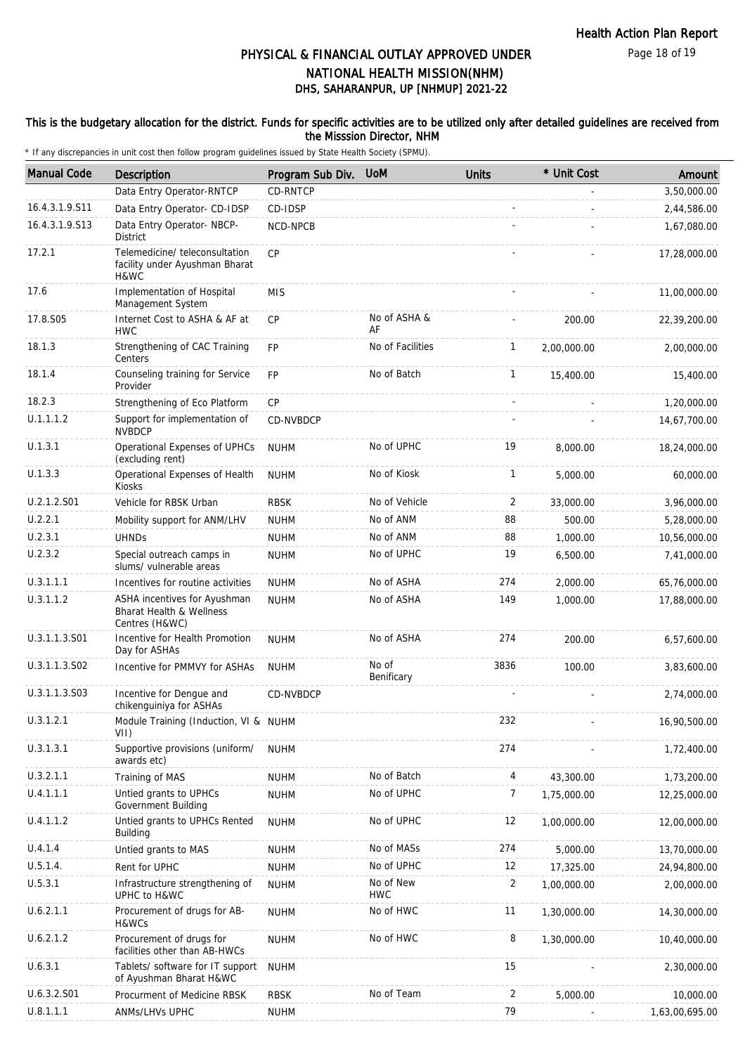# PHYSICAL & FINANCIAL OUTLAY APPROVED UNDER NATIONAL HEALTH MISSION(NHM)
## DHS, SAHARANPUR, UP [NHMUP] 2021-22

**This is the budgetary allocation for the district. Funds for specific activities are to be utilized only after detailed guidelines are received from the Misssion Director, NHM**

* If any discrepancies in unit cost then follow program guidelines issued by State Health Society (SPMU).

| Manual Code | Description | Program Sub Div. | UoM | Units | * Unit Cost | Amount |
|---|---|---|---|---|---|---|
| | Data Entry Operator-RNTCP | CD-RNTCP | | | - | 3,50,000.00 |
| 16.4.3.1.9.S11 | Data Entry Operator- CD-IDSP | CD-IDSP | | - | - | 2,44,586.00 |
| 16.4.3.1.9.S13 | Data Entry Operator- NBCP-District | NCD-NPCB | | - | - | 1,67,080.00 |
| 17.2.1 | Telemedicine/ teleconsultation facility under Ayushman Bharat H&WC | CP | | - | - | 17,28,000.00 |
| 17.6 | Implementation of Hospital Management System | MIS | | - | - | 11,00,000.00 |
| 17.8.S05 | Internet Cost to ASHA & AF at HWC | CP | No of ASHA & AF | - | 200.00 | 22,39,200.00 |
| 18.1.3 | Strengthening of CAC Training Centers | FP | No of Facilities | 1 | 2,00,000.00 | 2,00,000.00 |
| 18.1.4 | Counseling training for Service Provider | FP | No of Batch | 1 | 15,400.00 | 15,400.00 |
| 18.2.3 | Strengthening of Eco Platform | CP | | - | - | 1,20,000.00 |
| U.1.1.1.2 | Support for implementation of NVBDCP | CD-NVBDCP | | - | - | 14,67,700.00 |
| U.1.3.1 | Operational Expenses of UPHCs (excluding rent) | NUHM | No of UPHC | 19 | 8,000.00 | 18,24,000.00 |
| U.1.3.3 | Operational Expenses of Health Kiosks | NUHM | No of Kiosk | 1 | 5,000.00 | 60,000.00 |
| U.2.1.2.S01 | Vehicle for RBSK Urban | RBSK | No of Vehicle | 2 | 33,000.00 | 3,96,000.00 |
| U.2.2.1 | Mobility support for ANM/LHV | NUHM | No of ANM | 88 | 500.00 | 5,28,000.00 |
| U.2.3.1 | UHNDs | NUHM | No of ANM | 88 | 1,000.00 | 10,56,000.00 |
| U.2.3.2 | Special outreach camps in slums/ vulnerable areas | NUHM | No of UPHC | 19 | 6,500.00 | 7,41,000.00 |
| U.3.1.1.1 | Incentives for routine activities | NUHM | No of ASHA | 274 | 2,000.00 | 65,76,000.00 |
| U.3.1.1.2 | ASHA incentives for Ayushman Bharat Health & Wellness Centres (H&WC) | NUHM | No of ASHA | 149 | 1,000.00 | 17,88,000.00 |
| U.3.1.1.3.S01 | Incentive for Health Promotion Day for ASHAs | NUHM | No of ASHA | 274 | 200.00 | 6,57,600.00 |
| U.3.1.1.3.S02 | Incentive for PMMVY for ASHAs | NUHM | No of Benificary | 3836 | 100.00 | 3,83,600.00 |
| U.3.1.1.3.S03 | Incentive for Dengue and chikenguiniya for ASHAs | CD-NVBDCP | | - | - | 2,74,000.00 |
| U.3.1.2.1 | Module Training (Induction, VI & VII) | NUHM | | 232 | - | 16,90,500.00 |
| U.3.1.3.1 | Supportive provisions (uniform/ awards etc) | NUHM | | 274 | - | 1,72,400.00 |
| U.3.2.1.1 | Training of MAS | NUHM | No of Batch | 4 | 43,300.00 | 1,73,200.00 |
| U.4.1.1.1 | Untied grants to UPHCs Government Building | NUHM | No of UPHC | 7 | 1,75,000.00 | 12,25,000.00 |
| U.4.1.1.2 | Untied grants to UPHCs Rented Building | NUHM | No of UPHC | 12 | 1,00,000.00 | 12,00,000.00 |
| U.4.1.4 | Untied grants to MAS | NUHM | No of MASs | 274 | 5,000.00 | 13,70,000.00 |
| U.5.1.4. | Rent for UPHC | NUHM | No of UPHC | 12 | 17,325.00 | 24,94,800.00 |
| U.5.3.1 | Infrastructure strengthening of UPHC to H&WC | NUHM | No of New HWC | 2 | 1,00,000.00 | 2,00,000.00 |
| U.6.2.1.1 | Procurement of drugs for AB-H&WCs | NUHM | No of HWC | 11 | 1,30,000.00 | 14,30,000.00 |
| U.6.2.1.2 | Procurement of drugs for facilities other than AB-HWCs | NUHM | No of HWC | 8 | 1,30,000.00 | 10,40,000.00 |
| U.6.3.1 | Tablets/ software for IT support of Ayushman Bharat H&WC | NUHM | | 15 | - | 2,30,000.00 |
| U.6.3.2.S01 | Procurment of Medicine RBSK | RBSK | No of Team | 2 | 5,000.00 | 10,000.00 |
| U.8.1.1.1 | ANMs/LHVs UPHC | NUHM | | 79 | - | 1,63,00,695.00 |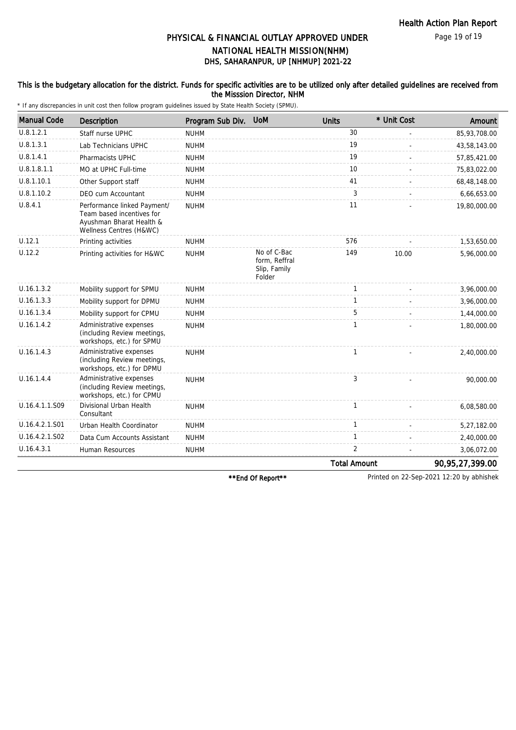Health Action Plan Report

# PHYSICAL & FINANCIAL OUTLAY APPROVED UNDER NATIONAL HEALTH MISSION(NHM)

## DHS, SAHARANPUR, UP [NHMUP] 2021-22

**This is the budgetary allocation for the district. Funds for specific activities are to be utilized only after detailed guidelines are received from the Misssion Director, NHM**

\* If any discrepancies in unit cost then follow program guidelines issued by State Health Society (SPMU).

| Manual Code | Description | Program Sub Div. | UoM | Units | * Unit Cost | Amount |
|---|---|---|---|---|---|---|
| U.8.1.2.1 | Staff nurse UPHC | NUHM | | 30 | - | 85,93,708.00 |
| U.8.1.3.1 | Lab Technicians UPHC | NUHM | | 19 | - | 43,58,143.00 |
| U.8.1.4.1 | Pharmacists UPHC | NUHM | | 19 | - | 57,85,421.00 |
| U.8.1.8.1.1 | MO at UPHC Full-time | NUHM | | 10 | - | 75,83,022.00 |
| U.8.1.10.1 | Other Support staff | NUHM | | 41 | - | 68,48,148.00 |
| U.8.1.10.2 | DEO cum Accountant | NUHM | | 3 | - | 6,66,653.00 |
| U.8.4.1 | Performance linked Payment/ Team based incentives for Ayushman Bharat Health & Wellness Centres (H&WC) | NUHM | | 11 | - | 19,80,000.00 |
| U.12.1 | Printing activities | NUHM | | 576 | - | 1,53,650.00 |
| U.12.2 | Printing activities for H&WC | NUHM | No of C-Bac form, Reffral Slip, Family Folder | 149 | 10.00 | 5,96,000.00 |
| U.16.1.3.2 | Mobility support for SPMU | NUHM | | 1 | - | 3,96,000.00 |
| U.16.1.3.3 | Mobility support for DPMU | NUHM | | 1 | - | 3,96,000.00 |
| U.16.1.3.4 | Mobility support for CPMU | NUHM | | 5 | - | 1,44,000.00 |
| U.16.1.4.2 | Administrative expenses (including Review meetings, workshops, etc.) for SPMU | NUHM | | 1 | - | 1,80,000.00 |
| U.16.1.4.3 | Administrative expenses (including Review meetings, workshops, etc.) for DPMU | NUHM | | 1 | - | 2,40,000.00 |
| U.16.1.4.4 | Administrative expenses (including Review meetings, workshops, etc.) for CPMU | NUHM | | 3 | - | 90,000.00 |
| U.16.4.1.1.S09 | Divisional Urban Health Consultant | NUHM | | 1 | - | 6,08,580.00 |
| U.16.4.2.1.S01 | Urban Health Coordinator | NUHM | | 1 | - | 5,27,182.00 |
| U.16.4.2.1.S02 | Data Cum Accounts Assistant | NUHM | | 1 | - | 2,40,000.00 |
| U.16.4.3.1 | Human Resources | NUHM | | 2 | - | 3,06,072.00 |
| | | | | **Total Amount** | | **90,95,27,399.00** |

\*\*End Of Report\*\*

Printed on 22-Sep-2021 12:20 by abhishek